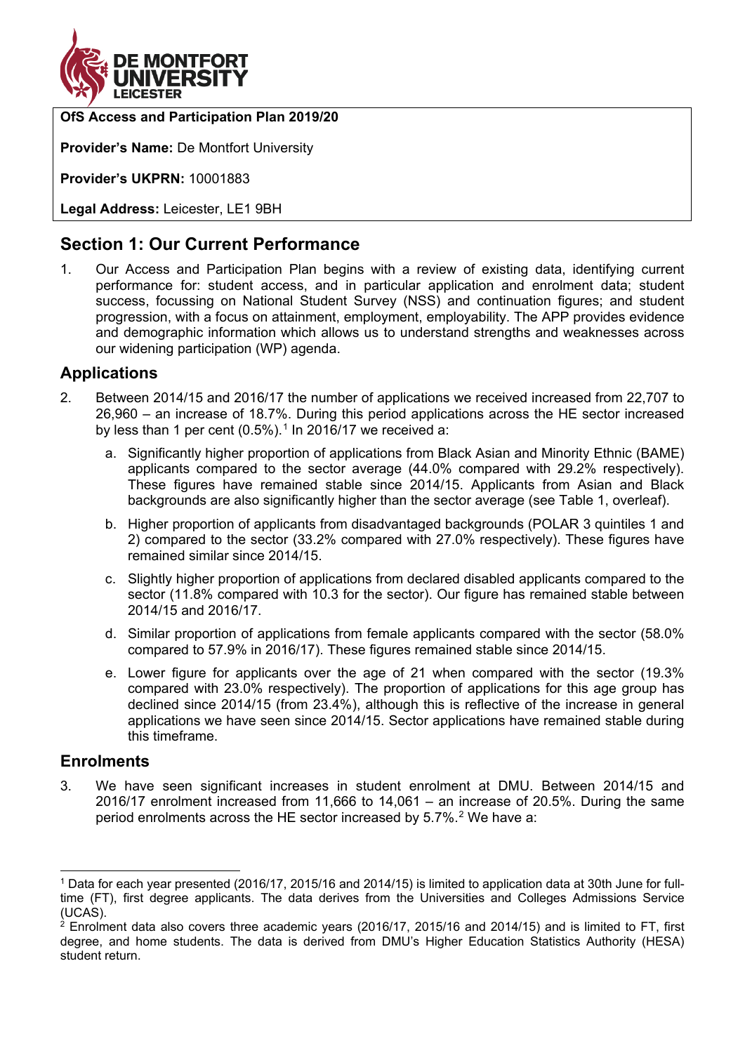**OfS Access and Participation Plan 2019/20**

**Provider's Name:** De Montfort University

**Provider's UKPRN:** 10001883

**Legal Address:** Leicester, LE1 9BH

## Section 1: Our Current Performance

1. Our Access and Participation Plan begins with a review of existing data, identifying current performance for: student access, and in particular application and enrolment data; student success, focussing on National Student Survey (NSS) and continuation figures; and student progression, with a focus on attainment, employment, employability. The APP provides evidence and demographic information which allows us to understand strengths and weaknesses across our widening participation (WP) agenda.

### Applications

2. Between 2014/15 and 2016/17 the number of applications we received increased from 22,707 to 26,960 – an increase of 18.7%. During this period applications across the HE sector increased by less than 1 per cent (0.5%).[1] In 2016/17 we received a:

   a. Significantly higher proportion of applications from Black Asian and Minority Ethnic (BAME) applicants compared to the sector average (44.0% compared with 29.2% respectively). These figures have remained stable since 2014/15. Applicants from Asian and Black backgrounds are also significantly higher than the sector average (see Table 1, overleaf).

   b. Higher proportion of applicants from disadvantaged backgrounds (POLAR 3 quintiles 1 and 2) compared to the sector (33.2% compared with 27.0% respectively). These figures have remained similar since 2014/15.

   c. Slightly higher proportion of applications from declared disabled applicants compared to the sector (11.8% compared with 10.3 for the sector). Our figure has remained stable between 2014/15 and 2016/17.

   d. Similar proportion of applications from female applicants compared with the sector (58.0% compared to 57.9% in 2016/17). These figures remained stable since 2014/15.

   e. Lower figure for applicants over the age of 21 when compared with the sector (19.3% compared with 23.0% respectively). The proportion of applications for this age group has declined since 2014/15 (from 23.4%), although this is reflective of the increase in general applications we have seen since 2014/15. Sector applications have remained stable during this timeframe.

### Enrolments

3. We have seen significant increases in student enrolment at DMU. Between 2014/15 and 2016/17 enrolment increased from 11,666 to 14,061 – an increase of 20.5%. During the same period enrolments across the HE sector increased by 5.7%.[2] We have a:

---

[1] Data for each year presented (2016/17, 2015/16 and 2014/15) is limited to application data at 30th June for full-time (FT), first degree applicants. The data derives from the Universities and Colleges Admissions Service (UCAS).

[2] Enrolment data also covers three academic years (2016/17, 2015/16 and 2014/15) and is limited to FT, first degree, and home students. The data is derived from DMU's Higher Education Statistics Authority (HESA) student return.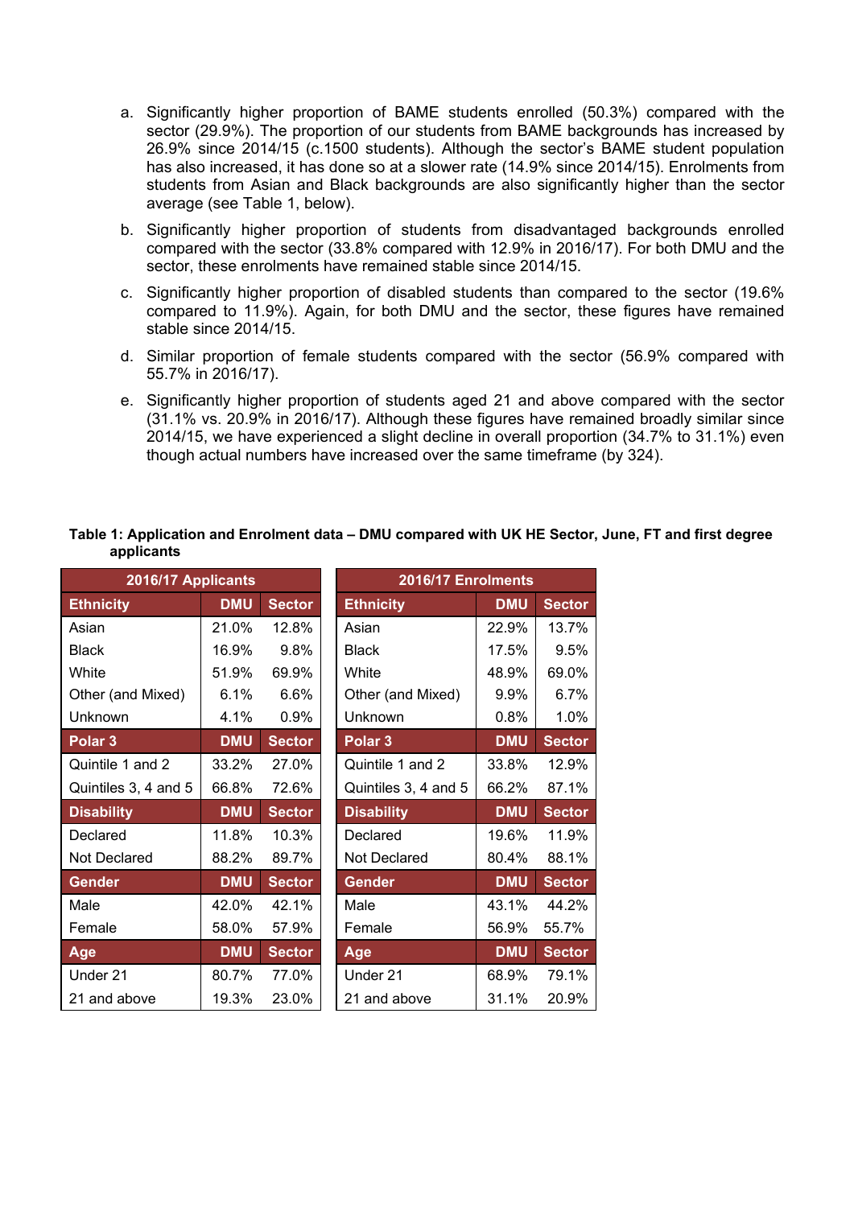a. Significantly higher proportion of BAME students enrolled (50.3%) compared with the sector (29.9%). The proportion of our students from BAME backgrounds has increased by 26.9% since 2014/15 (c.1500 students). Although the sector's BAME student population has also increased, it has done so at a slower rate (14.9% since 2014/15). Enrolments from students from Asian and Black backgrounds are also significantly higher than the sector average (see Table 1, below).

b. Significantly higher proportion of students from disadvantaged backgrounds enrolled compared with the sector (33.8% compared with 12.9% in 2016/17). For both DMU and the sector, these enrolments have remained stable since 2014/15.

c. Significantly higher proportion of disabled students than compared to the sector (19.6% compared to 11.9%). Again, for both DMU and the sector, these figures have remained stable since 2014/15.

d. Similar proportion of female students compared with the sector (56.9% compared with 55.7% in 2016/17).

e. Significantly higher proportion of students aged 21 and above compared with the sector (31.1% vs. 20.9% in 2016/17). Although these figures have remained broadly similar since 2014/15, we have experienced a slight decline in overall proportion (34.7% to 31.1%) even though actual numbers have increased over the same timeframe (by 324).

**Table 1: Application and Enrolment data – DMU compared with UK HE Sector, June, FT and first degree applicants**

| 2016/17 Applicants | | | 2016/17 Enrolments | | |
|---|---|---|---|---|---|
| **Ethnicity** | **DMU** | **Sector** | **Ethnicity** | **DMU** | **Sector** |
| Asian | 21.0% | 12.8% | Asian | 22.9% | 13.7% |
| Black | 16.9% | 9.8% | Black | 17.5% | 9.5% |
| White | 51.9% | 69.9% | White | 48.9% | 69.0% |
| Other (and Mixed) | 6.1% | 6.6% | Other (and Mixed) | 9.9% | 6.7% |
| Unknown | 4.1% | 0.9% | Unknown | 0.8% | 1.0% |
| **Polar 3** | **DMU** | **Sector** | **Polar 3** | **DMU** | **Sector** |
| Quintile 1 and 2 | 33.2% | 27.0% | Quintile 1 and 2 | 33.8% | 12.9% |
| Quintiles 3, 4 and 5 | 66.8% | 72.6% | Quintiles 3, 4 and 5 | 66.2% | 87.1% |
| **Disability** | **DMU** | **Sector** | **Disability** | **DMU** | **Sector** |
| Declared | 11.8% | 10.3% | Declared | 19.6% | 11.9% |
| Not Declared | 88.2% | 89.7% | Not Declared | 80.4% | 88.1% |
| **Gender** | **DMU** | **Sector** | **Gender** | **DMU** | **Sector** |
| Male | 42.0% | 42.1% | Male | 43.1% | 44.2% |
| Female | 58.0% | 57.9% | Female | 56.9% | 55.7% |
| **Age** | **DMU** | **Sector** | **Age** | **DMU** | **Sector** |
| Under 21 | 80.7% | 77.0% | Under 21 | 68.9% | 79.1% |
| 21 and above | 19.3% | 23.0% | 21 and above | 31.1% | 20.9% |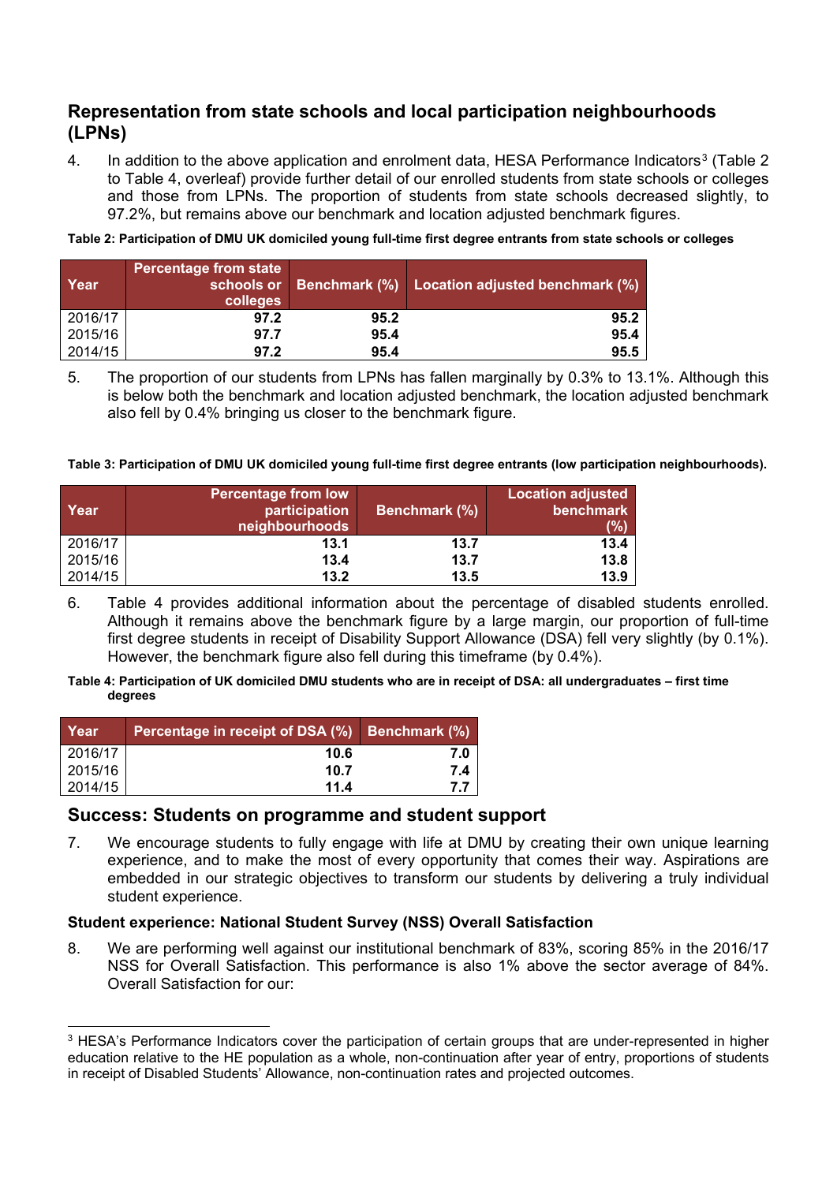## Representation from state schools and local participation neighbourhoods (LPNs)

4. In addition to the above application and enrolment data, HESA Performance Indicators[3] (Table 2 to Table 4, overleaf) provide further detail of our enrolled students from state schools or colleges and those from LPNs. The proportion of students from state schools decreased slightly, to 97.2%, but remains above our benchmark and location adjusted benchmark figures.

**Table 2: Participation of DMU UK domiciled young full-time first degree entrants from state schools or colleges**

| Year | Percentage from state schools or colleges | Benchmark (%) | Location adjusted benchmark (%) |
|---|---|---|---|
| 2016/17 | 97.2 | 95.2 | 95.2 |
| 2015/16 | 97.7 | 95.4 | 95.4 |
| 2014/15 | 97.2 | 95.4 | 95.5 |

5. The proportion of our students from LPNs has fallen marginally by 0.3% to 13.1%. Although this is below both the benchmark and location adjusted benchmark, the location adjusted benchmark also fell by 0.4% bringing us closer to the benchmark figure.

**Table 3: Participation of DMU UK domiciled young full-time first degree entrants (low participation neighbourhoods).**

| Year | Percentage from low participation neighbourhoods | Benchmark (%) | Location adjusted benchmark (%) |
|---|---|---|---|
| 2016/17 | 13.1 | 13.7 | 13.4 |
| 2015/16 | 13.4 | 13.7 | 13.8 |
| 2014/15 | 13.2 | 13.5 | 13.9 |

6. Table 4 provides additional information about the percentage of disabled students enrolled. Although it remains above the benchmark figure by a large margin, our proportion of full-time first degree students in receipt of Disability Support Allowance (DSA) fell very slightly (by 0.1%). However, the benchmark figure also fell during this timeframe (by 0.4%).

**Table 4: Participation of UK domiciled DMU students who are in receipt of DSA: all undergraduates – first time degrees**

| Year | Percentage in receipt of DSA (%) | Benchmark (%) |
|---|---|---|
| 2016/17 | 10.6 | 7.0 |
| 2015/16 | 10.7 | 7.4 |
| 2014/15 | 11.4 | 7.7 |

## Success: Students on programme and student support

7. We encourage students to fully engage with life at DMU by creating their own unique learning experience, and to make the most of every opportunity that comes their way. Aspirations are embedded in our strategic objectives to transform our students by delivering a truly individual student experience.

### Student experience: National Student Survey (NSS) Overall Satisfaction

8. We are performing well against our institutional benchmark of 83%, scoring 85% in the 2016/17 NSS for Overall Satisfaction. This performance is also 1% above the sector average of 84%. Overall Satisfaction for our:

[3] HESA's Performance Indicators cover the participation of certain groups that are under-represented in higher education relative to the HE population as a whole, non-continuation after year of entry, proportions of students in receipt of Disabled Students' Allowance, non-continuation rates and projected outcomes.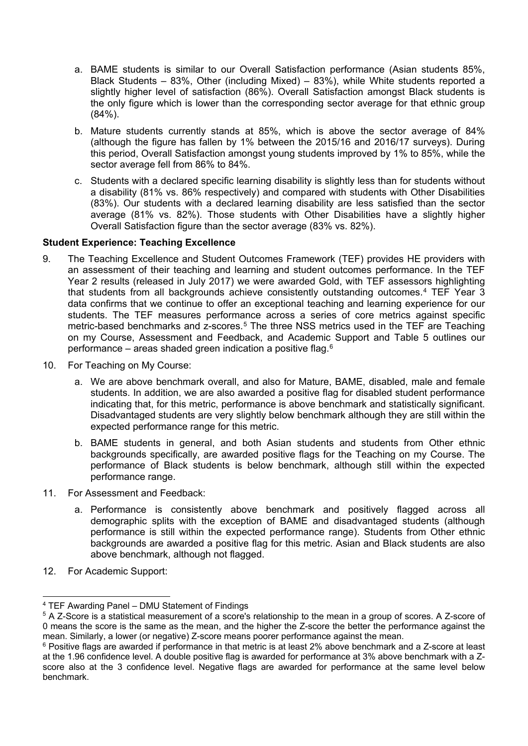a. BAME students is similar to our Overall Satisfaction performance (Asian students 85%, Black Students – 83%, Other (including Mixed) – 83%), while White students reported a slightly higher level of satisfaction (86%). Overall Satisfaction amongst Black students is the only figure which is lower than the corresponding sector average for that ethnic group (84%).

b. Mature students currently stands at 85%, which is above the sector average of 84% (although the figure has fallen by 1% between the 2015/16 and 2016/17 surveys). During this period, Overall Satisfaction amongst young students improved by 1% to 85%, while the sector average fell from 86% to 84%.

c. Students with a declared specific learning disability is slightly less than for students without a disability (81% vs. 86% respectively) and compared with students with Other Disabilities (83%). Our students with a declared learning disability are less satisfied than the sector average (81% vs. 82%). Those students with Other Disabilities have a slightly higher Overall Satisfaction figure than the sector average (83% vs. 82%).

**Student Experience: Teaching Excellence**

9. The Teaching Excellence and Student Outcomes Framework (TEF) provides HE providers with an assessment of their teaching and learning and student outcomes performance. In the TEF Year 2 results (released in July 2017) we were awarded Gold, with TEF assessors highlighting that students from all backgrounds achieve consistently outstanding outcomes.[4] TEF Year 3 data confirms that we continue to offer an exceptional teaching and learning experience for our students. The TEF measures performance across a series of core metrics against specific metric-based benchmarks and z-scores.[5] The three NSS metrics used in the TEF are Teaching on my Course, Assessment and Feedback, and Academic Support and Table 5 outlines our performance – areas shaded green indication a positive flag.[6]

10. For Teaching on My Course:

    a. We are above benchmark overall, and also for Mature, BAME, disabled, male and female students. In addition, we are also awarded a positive flag for disabled student performance indicating that, for this metric, performance is above benchmark and statistically significant. Disadvantaged students are very slightly below benchmark although they are still within the expected performance range for this metric.

    b. BAME students in general, and both Asian students and students from Other ethnic backgrounds specifically, are awarded positive flags for the Teaching on my Course. The performance of Black students is below benchmark, although still within the expected performance range.

11. For Assessment and Feedback:

    a. Performance is consistently above benchmark and positively flagged across all demographic splits with the exception of BAME and disadvantaged students (although performance is still within the expected performance range). Students from Other ethnic backgrounds are awarded a positive flag for this metric. Asian and Black students are also above benchmark, although not flagged.

12. For Academic Support:

---

[4] TEF Awarding Panel – DMU Statement of Findings

[5] A Z-Score is a statistical measurement of a score's relationship to the mean in a group of scores. A Z-score of 0 means the score is the same as the mean, and the higher the Z-score the better the performance against the mean. Similarly, a lower (or negative) Z-score means poorer performance against the mean.

[6] Positive flags are awarded if performance in that metric is at least 2% above benchmark and a Z-score at least at the 1.96 confidence level. A double positive flag is awarded for performance at 3% above benchmark with a Z-score also at the 3 confidence level. Negative flags are awarded for performance at the same level below benchmark.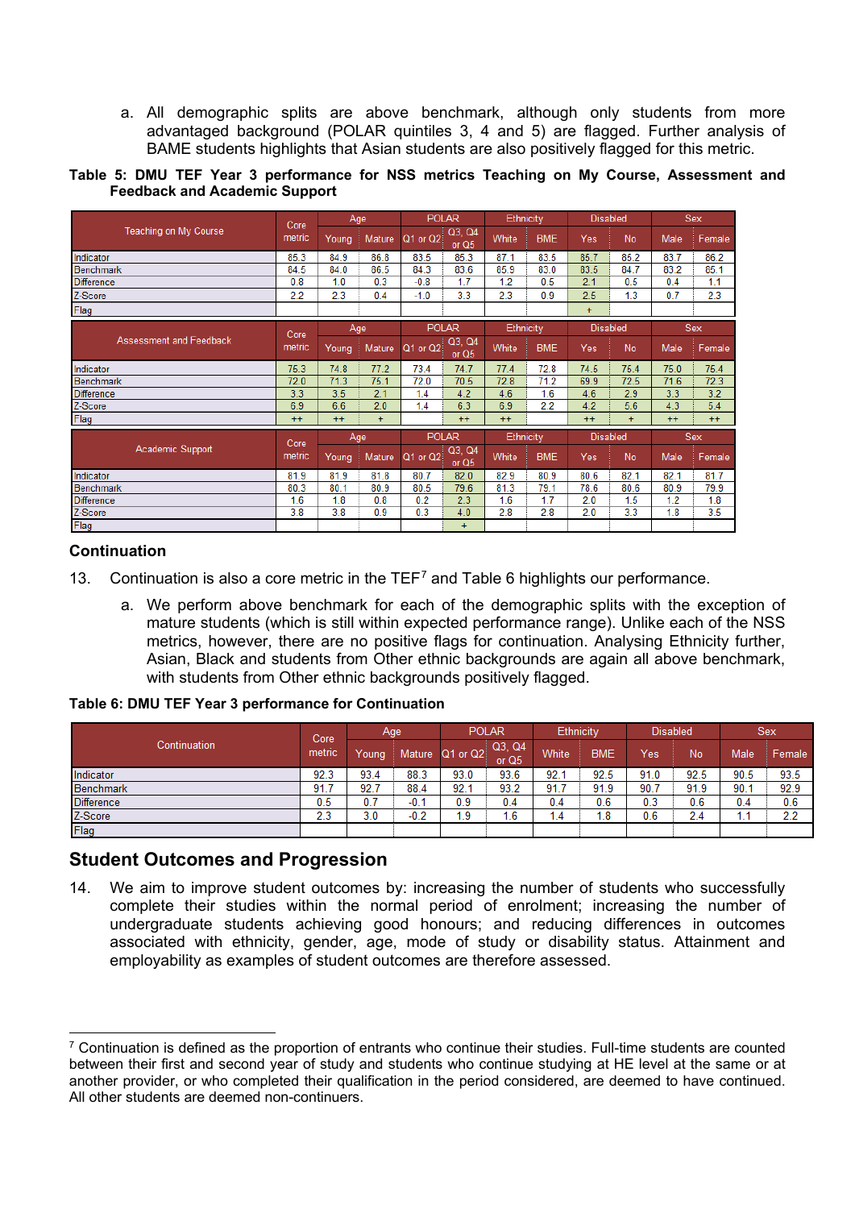a. All demographic splits are above benchmark, although only students from more advantaged background (POLAR quintiles 3, 4 and 5) are flagged. Further analysis of BAME students highlights that Asian students are also positively flagged for this metric.

**Table 5: DMU TEF Year 3 performance for NSS metrics Teaching on My Course, Assessment and Feedback and Academic Support**

| Teaching on My Course | Core metric | Age | | POLAR | | Ethnicity | | Disabled | | Sex | |
|---|---|---|---|---|---|---|---|---|---|---|---|
| | | Young | Mature | Q1 or Q2 | Q3, Q4 or Q5 | White | BME | Yes | No | Male | Female |
| Indicator | 85.3 | 84.9 | 86.8 | 83.5 | 85.3 | 87.1 | 83.5 | 85.7 | 85.2 | 83.7 | 86.2 |
| Benchmark | 84.5 | 84.0 | 86.5 | 84.3 | 83.6 | 85.9 | 83.0 | 83.5 | 84.7 | 83.2 | 85.1 |
| Difference | 0.8 | 1.0 | 0.3 | -0.8 | 1.7 | 1.2 | 0.5 | 2.1 | 0.5 | 0.4 | 1.1 |
| Z-Score | 2.2 | 2.3 | 0.4 | -1.0 | 3.3 | 2.3 | 0.9 | 2.5 | 1.3 | 0.7 | 2.3 |
| Flag | | | | | | | | + | | | |

| Assessment and Feedback | Core metric | Age | | POLAR | | Ethnicity | | Disabled | | Sex | |
|---|---|---|---|---|---|---|---|---|---|---|---|
| | | Young | Mature | Q1 or Q2 | Q3, Q4 or Q5 | White | BME | Yes | No | Male | Female |
| Indicator | 75.3 | 74.8 | 77.2 | 73.4 | 74.7 | 77.4 | 72.8 | 74.5 | 75.4 | 75.0 | 75.4 |
| Benchmark | 72.0 | 71.3 | 75.1 | 72.0 | 70.5 | 72.8 | 71.2 | 69.9 | 72.5 | 71.6 | 72.3 |
| Difference | 3.3 | 3.5 | 2.1 | 1.4 | 4.2 | 4.6 | 1.6 | 4.6 | 2.9 | 3.3 | 3.2 |
| Z-Score | 6.9 | 6.6 | 2.0 | 1.4 | 6.3 | 6.9 | 2.2 | 4.2 | 5.6 | 4.3 | 5.4 |
| Flag | ++ | ++ | + | | ++ | ++ | | ++ | + | ++ | ++ |

| Academic Support | Core metric | Age | | POLAR | | Ethnicity | | Disabled | | Sex | |
|---|---|---|---|---|---|---|---|---|---|---|---|
| | | Young | Mature | Q1 or Q2 | Q3, Q4 or Q5 | White | BME | Yes | No | Male | Female |
| Indicator | 81.9 | 81.9 | 81.8 | 80.7 | 82.0 | 82.9 | 80.9 | 80.6 | 82.1 | 82.1 | 81.7 |
| Benchmark | 80.3 | 80.1 | 80.9 | 80.5 | 79.6 | 81.3 | 79.1 | 78.6 | 80.6 | 80.9 | 79.9 |
| Difference | 1.6 | 1.8 | 0.8 | 0.2 | 2.3 | 1.6 | 1.7 | 2.0 | 1.5 | 1.2 | 1.8 |
| Z-Score | 3.8 | 3.8 | 0.9 | 0.3 | 4.0 | 2.8 | 2.8 | 2.0 | 3.3 | 1.8 | 3.5 |
| Flag | | | | | + | | | | | | |

### Continuation

13. Continuation is also a core metric in the TEF[7] and Table 6 highlights our performance.

    a. We perform above benchmark for each of the demographic splits with the exception of mature students (which is still within expected performance range). Unlike each of the NSS metrics, however, there are no positive flags for continuation. Analysing Ethnicity further, Asian, Black and students from Other ethnic backgrounds are again all above benchmark, with students from Other ethnic backgrounds positively flagged.

**Table 6: DMU TEF Year 3 performance for Continuation**

| Continuation | Core metric | Age | | POLAR | | Ethnicity | | Disabled | | Sex | |
|---|---|---|---|---|---|---|---|---|---|---|---|
| | | Young | Mature | Q1 or Q2 | Q3, Q4 or Q5 | White | BME | Yes | No | Male | Female |
| Indicator | 92.3 | 93.4 | 88.3 | 93.0 | 93.6 | 92.1 | 92.5 | 91.0 | 92.5 | 90.5 | 93.5 |
| Benchmark | 91.7 | 92.7 | 88.4 | 92.1 | 93.2 | 91.7 | 91.9 | 90.7 | 91.9 | 90.1 | 92.9 |
| Difference | 0.5 | 0.7 | -0.1 | 0.9 | 0.4 | 0.4 | 0.6 | 0.3 | 0.6 | 0.4 | 0.6 |
| Z-Score | 2.3 | 3.0 | -0.2 | 1.9 | 1.6 | 1.4 | 1.8 | 0.6 | 2.4 | 1.1 | 2.2 |
| Flag | | | | | | | | | | | |

## Student Outcomes and Progression

14. We aim to improve student outcomes by: increasing the number of students who successfully complete their studies within the normal period of enrolment; increasing the number of undergraduate students achieving good honours; and reducing differences in outcomes associated with ethnicity, gender, age, mode of study or disability status. Attainment and employability as examples of student outcomes are therefore assessed.

---

[7] Continuation is defined as the proportion of entrants who continue their studies. Full-time students are counted between their first and second year of study and students who continue studying at HE level at the same or at another provider, or who completed their qualification in the period considered, are deemed to have continued. All other students are deemed non-continuers.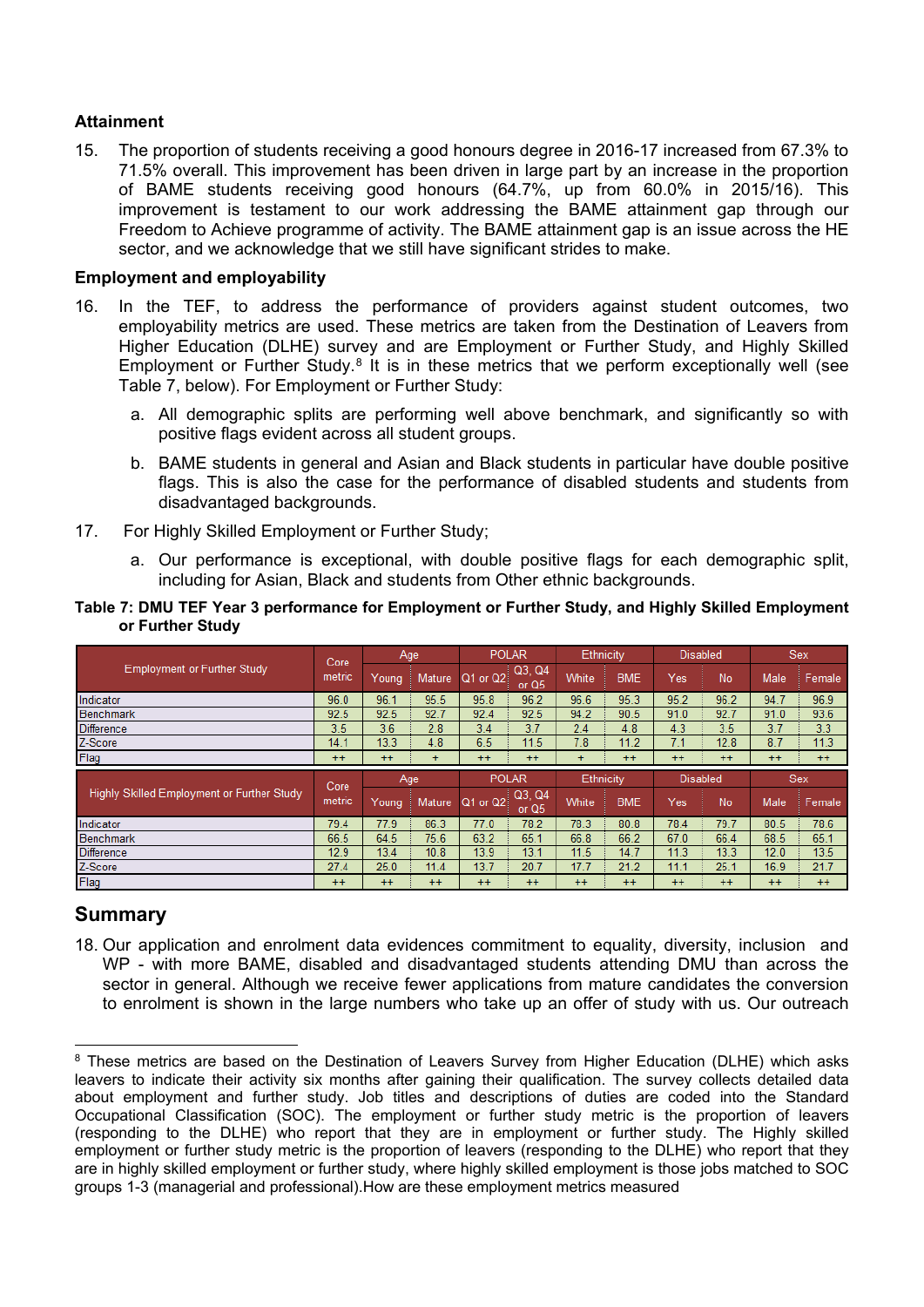**Attainment**

15. The proportion of students receiving a good honours degree in 2016-17 increased from 67.3% to 71.5% overall. This improvement has been driven in large part by an increase in the proportion of BAME students receiving good honours (64.7%, up from 60.0% in 2015/16). This improvement is testament to our work addressing the BAME attainment gap through our Freedom to Achieve programme of activity. The BAME attainment gap is an issue across the HE sector, and we acknowledge that we still have significant strides to make.

**Employment and employability**

16. In the TEF, to address the performance of providers against student outcomes, two employability metrics are used. These metrics are taken from the Destination of Leavers from Higher Education (DLHE) survey and are Employment or Further Study, and Highly Skilled Employment or Further Study.[8] It is in these metrics that we perform exceptionally well (see Table 7, below). For Employment or Further Study:

    a. All demographic splits are performing well above benchmark, and significantly so with positive flags evident across all student groups.

    b. BAME students in general and Asian and Black students in particular have double positive flags. This is also the case for the performance of disabled students and students from disadvantaged backgrounds.

17. For Highly Skilled Employment or Further Study;

    a. Our performance is exceptional, with double positive flags for each demographic split, including for Asian, Black and students from Other ethnic backgrounds.

**Table 7: DMU TEF Year 3 performance for Employment or Further Study, and Highly Skilled Employment or Further Study**

| Employment or Further Study | Core metric | Age | | POLAR | | Ethnicity | | Disabled | | Sex | |
|---|---|---|---|---|---|---|---|---|---|---|---|
| | | Young | Mature | Q1 or Q2 | Q3, Q4 or Q5 | White | BME | Yes | No | Male | Female |
| Indicator | 96.0 | 96.1 | 95.5 | 95.8 | 96.2 | 96.6 | 95.3 | 95.2 | 96.2 | 94.7 | 96.9 |
| Benchmark | 92.5 | 92.5 | 92.7 | 92.4 | 92.5 | 94.2 | 90.5 | 91.0 | 92.7 | 91.0 | 93.6 |
| Difference | 3.5 | 3.6 | 2.8 | 3.4 | 3.7 | 2.4 | 4.8 | 4.3 | 3.5 | 3.7 | 3.3 |
| Z-Score | 14.1 | 13.3 | 4.8 | 6.5 | 11.5 | 7.8 | 11.2 | 7.1 | 12.8 | 8.7 | 11.3 |
| Flag | ++ | ++ | + | ++ | ++ | + | ++ | ++ | ++ | ++ | ++ |

| Highly Skilled Employment or Further Study | Core metric | Age | | POLAR | | Ethnicity | | Disabled | | Sex | |
|---|---|---|---|---|---|---|---|---|---|---|---|
| | | Young | Mature | Q1 or Q2 | Q3, Q4 or Q5 | White | BME | Yes | No | Male | Female |
| Indicator | 79.4 | 77.9 | 86.3 | 77.0 | 78.2 | 78.3 | 80.8 | 78.4 | 79.7 | 80.5 | 78.6 |
| Benchmark | 66.5 | 64.5 | 75.6 | 63.2 | 65.1 | 66.8 | 66.2 | 67.0 | 66.4 | 68.5 | 65.1 |
| Difference | 12.9 | 13.4 | 10.8 | 13.9 | 13.1 | 11.5 | 14.7 | 11.3 | 13.3 | 12.0 | 13.5 |
| Z-Score | 27.4 | 25.0 | 11.4 | 13.7 | 20.7 | 17.7 | 21.2 | 11.1 | 25.1 | 16.9 | 21.7 |
| Flag | ++ | ++ | ++ | ++ | ++ | ++ | ++ | ++ | ++ | ++ | ++ |

## Summary

18. Our application and enrolment data evidences commitment to equality, diversity, inclusion and WP - with more BAME, disabled and disadvantaged students attending DMU than across the sector in general. Although we receive fewer applications from mature candidates the conversion to enrolment is shown in the large numbers who take up an offer of study with us. Our outreach

---

[8] These metrics are based on the Destination of Leavers Survey from Higher Education (DLHE) which asks leavers to indicate their activity six months after gaining their qualification. The survey collects detailed data about employment and further study. Job titles and descriptions of duties are coded into the Standard Occupational Classification (SOC). The employment or further study metric is the proportion of leavers (responding to the DLHE) who report that they are in employment or further study. The Highly skilled employment or further study metric is the proportion of leavers (responding to the DLHE) who report that they are in highly skilled employment or further study, where highly skilled employment is those jobs matched to SOC groups 1-3 (managerial and professional).How are these employment metrics measured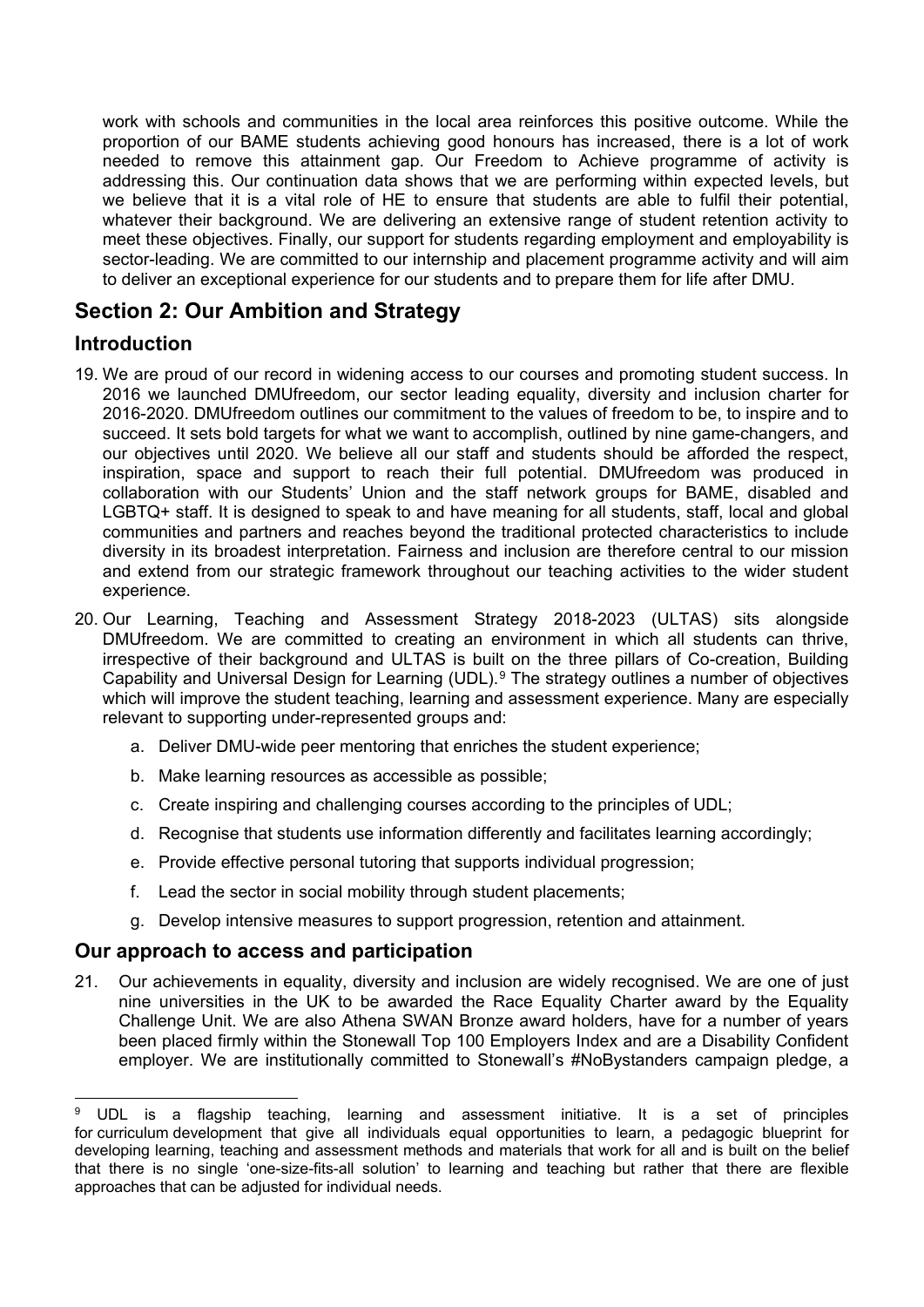work with schools and communities in the local area reinforces this positive outcome. While the proportion of our BAME students achieving good honours has increased, there is a lot of work needed to remove this attainment gap. Our Freedom to Achieve programme of activity is addressing this. Our continuation data shows that we are performing within expected levels, but we believe that it is a vital role of HE to ensure that students are able to fulfil their potential, whatever their background. We are delivering an extensive range of student retention activity to meet these objectives. Finally, our support for students regarding employment and employability is sector-leading. We are committed to our internship and placement programme activity and will aim to deliver an exceptional experience for our students and to prepare them for life after DMU.

## Section 2: Our Ambition and Strategy

### Introduction

19. We are proud of our record in widening access to our courses and promoting student success. In 2016 we launched DMUfreedom, our sector leading equality, diversity and inclusion charter for 2016-2020. DMUfreedom outlines our commitment to the values of freedom to be, to inspire and to succeed. It sets bold targets for what we want to accomplish, outlined by nine game-changers, and our objectives until 2020. We believe all our staff and students should be afforded the respect, inspiration, space and support to reach their full potential. DMUfreedom was produced in collaboration with our Students' Union and the staff network groups for BAME, disabled and LGBTQ+ staff. It is designed to speak to and have meaning for all students, staff, local and global communities and partners and reaches beyond the traditional protected characteristics to include diversity in its broadest interpretation. Fairness and inclusion are therefore central to our mission and extend from our strategic framework throughout our teaching activities to the wider student experience.

20. Our Learning, Teaching and Assessment Strategy 2018-2023 (ULTAS) sits alongside DMUfreedom. We are committed to creating an environment in which all students can thrive, irrespective of their background and ULTAS is built on the three pillars of Co-creation, Building Capability and Universal Design for Learning (UDL).[9] The strategy outlines a number of objectives which will improve the student teaching, learning and assessment experience. Many are especially relevant to supporting under-represented groups and:

    a. Deliver DMU-wide peer mentoring that enriches the student experience;

    b. Make learning resources as accessible as possible;

    c. Create inspiring and challenging courses according to the principles of UDL;

    d. Recognise that students use information differently and facilitates learning accordingly;

    e. Provide effective personal tutoring that supports individual progression;

    f. Lead the sector in social mobility through student placements;

    g. Develop intensive measures to support progression, retention and attainment.

### Our approach to access and participation

21. Our achievements in equality, diversity and inclusion are widely recognised. We are one of just nine universities in the UK to be awarded the Race Equality Charter award by the Equality Challenge Unit. We are also Athena SWAN Bronze award holders, have for a number of years been placed firmly within the Stonewall Top 100 Employers Index and are a Disability Confident employer. We are institutionally committed to Stonewall's #NoBystanders campaign pledge, a

---

[9] UDL is a flagship teaching, learning and assessment initiative. It is a set of principles for curriculum development that give all individuals equal opportunities to learn, a pedagogic blueprint for developing learning, teaching and assessment methods and materials that work for all and is built on the belief that there is no single 'one-size-fits-all solution' to learning and teaching but rather that there are flexible approaches that can be adjusted for individual needs.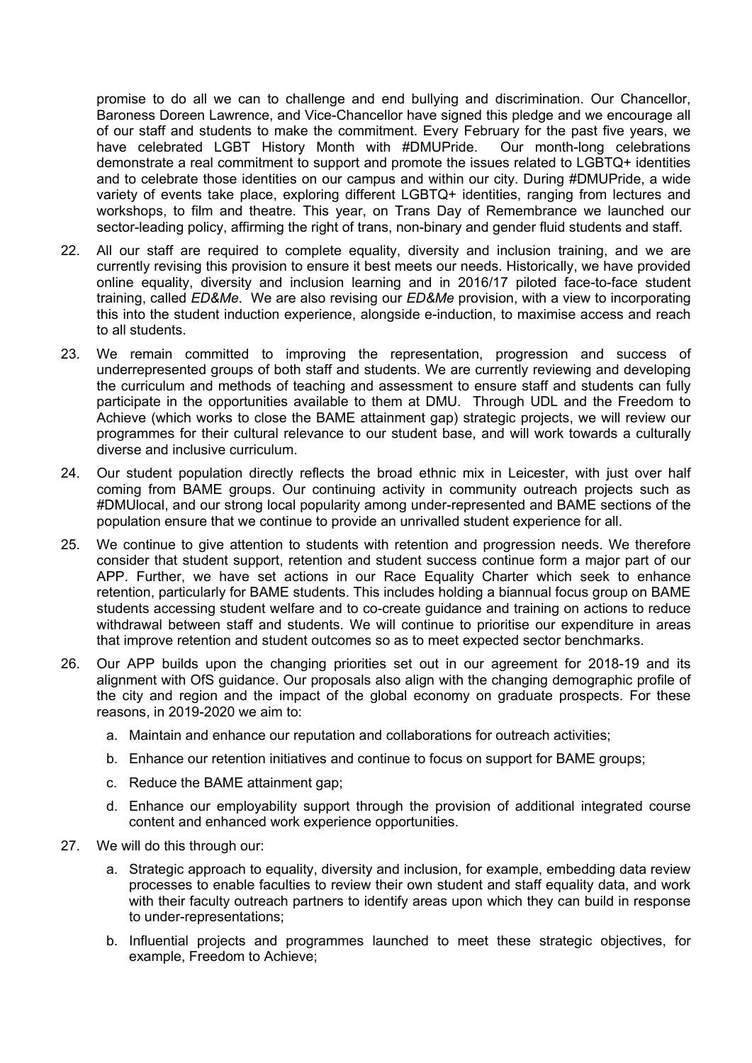promise to do all we can to challenge and end bullying and discrimination. Our Chancellor, Baroness Doreen Lawrence, and Vice-Chancellor have signed this pledge and we encourage all of our staff and students to make the commitment. Every February for the past five years, we have celebrated LGBT History Month with #DMUPride. Our month-long celebrations demonstrate a real commitment to support and promote the issues related to LGBTQ+ identities and to celebrate those identities on our campus and within our city. During #DMUPride, a wide variety of events take place, exploring different LGBTQ+ identities, ranging from lectures and workshops, to film and theatre. This year, on Trans Day of Remembrance we launched our sector-leading policy, affirming the right of trans, non-binary and gender fluid students and staff.

22. All our staff are required to complete equality, diversity and inclusion training, and we are currently revising this provision to ensure it best meets our needs. Historically, we have provided online equality, diversity and inclusion learning and in 2016/17 piloted face-to-face student training, called *ED&Me*. We are also revising our *ED&Me* provision, with a view to incorporating this into the student induction experience, alongside e-induction, to maximise access and reach to all students.

23. We remain committed to improving the representation, progression and success of underrepresented groups of both staff and students. We are currently reviewing and developing the curriculum and methods of teaching and assessment to ensure staff and students can fully participate in the opportunities available to them at DMU. Through UDL and the Freedom to Achieve (which works to close the BAME attainment gap) strategic projects, we will review our programmes for their cultural relevance to our student base, and will work towards a culturally diverse and inclusive curriculum.

24. Our student population directly reflects the broad ethnic mix in Leicester, with just over half coming from BAME groups. Our continuing activity in community outreach projects such as #DMUlocal, and our strong local popularity among under-represented and BAME sections of the population ensure that we continue to provide an unrivalled student experience for all.

25. We continue to give attention to students with retention and progression needs. We therefore consider that student support, retention and student success continue form a major part of our APP. Further, we have set actions in our Race Equality Charter which seek to enhance retention, particularly for BAME students. This includes holding a biannual focus group on BAME students accessing student welfare and to co-create guidance and training on actions to reduce withdrawal between staff and students. We will continue to prioritise our expenditure in areas that improve retention and student outcomes so as to meet expected sector benchmarks.

26. Our APP builds upon the changing priorities set out in our agreement for 2018-19 and its alignment with OfS guidance. Our proposals also align with the changing demographic profile of the city and region and the impact of the global economy on graduate prospects. For these reasons, in 2019-2020 we aim to:

    a. Maintain and enhance our reputation and collaborations for outreach activities;

    b. Enhance our retention initiatives and continue to focus on support for BAME groups;

    c. Reduce the BAME attainment gap;

    d. Enhance our employability support through the provision of additional integrated course content and enhanced work experience opportunities.

27. We will do this through our:

    a. Strategic approach to equality, diversity and inclusion, for example, embedding data review processes to enable faculties to review their own student and staff equality data, and work with their faculty outreach partners to identify areas upon which they can build in response to under-representations;

    b. Influential projects and programmes launched to meet these strategic objectives, for example, Freedom to Achieve;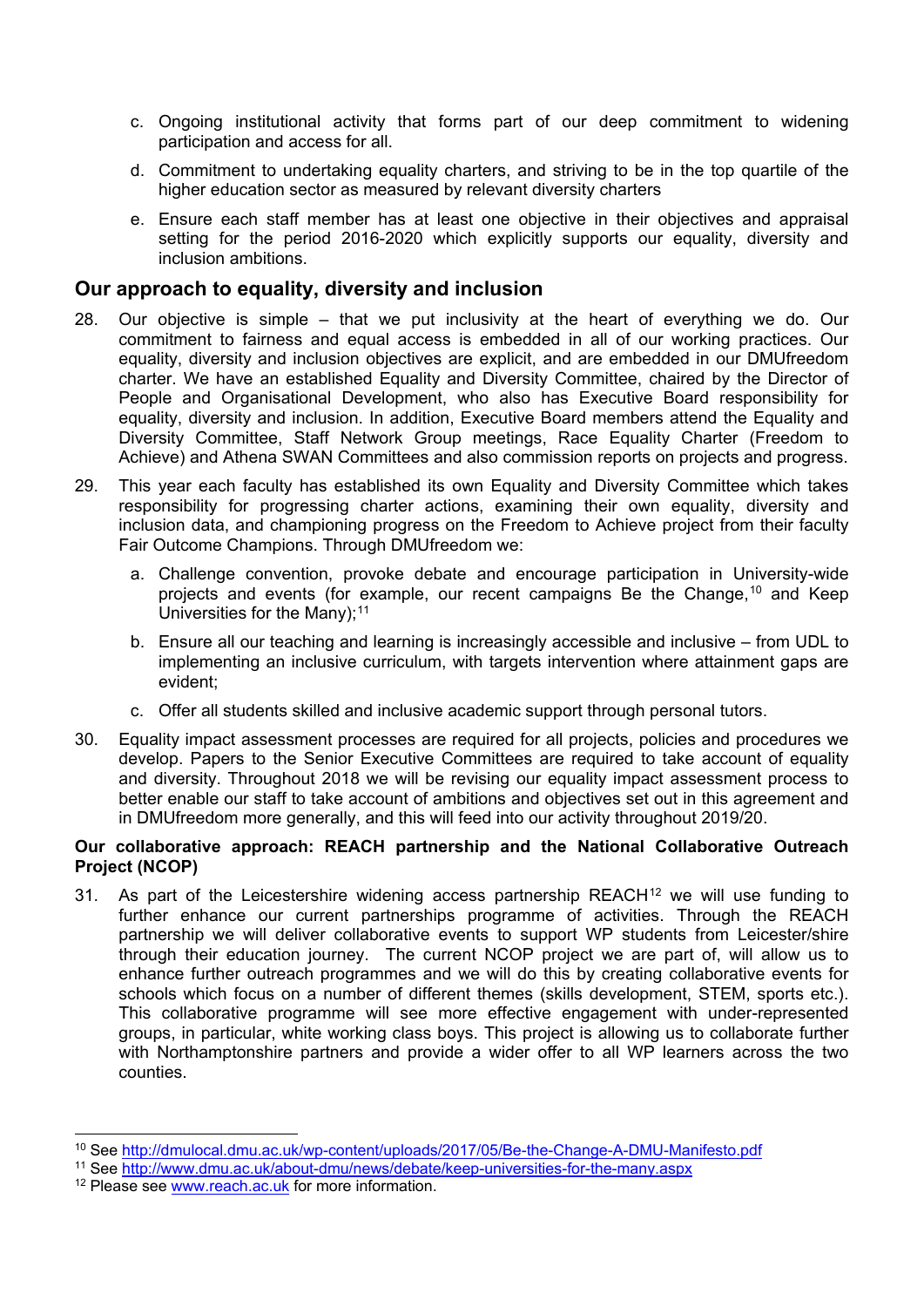c. Ongoing institutional activity that forms part of our deep commitment to widening participation and access for all.

d. Commitment to undertaking equality charters, and striving to be in the top quartile of the higher education sector as measured by relevant diversity charters

e. Ensure each staff member has at least one objective in their objectives and appraisal setting for the period 2016-2020 which explicitly supports our equality, diversity and inclusion ambitions.

## Our approach to equality, diversity and inclusion

28. Our objective is simple – that we put inclusivity at the heart of everything we do. Our commitment to fairness and equal access is embedded in all of our working practices. Our equality, diversity and inclusion objectives are explicit, and are embedded in our DMUfreedom charter. We have an established Equality and Diversity Committee, chaired by the Director of People and Organisational Development, who also has Executive Board responsibility for equality, diversity and inclusion. In addition, Executive Board members attend the Equality and Diversity Committee, Staff Network Group meetings, Race Equality Charter (Freedom to Achieve) and Athena SWAN Committees and also commission reports on projects and progress.

29. This year each faculty has established its own Equality and Diversity Committee which takes responsibility for progressing charter actions, examining their own equality, diversity and inclusion data, and championing progress on the Freedom to Achieve project from their faculty Fair Outcome Champions. Through DMUfreedom we:

    a. Challenge convention, provoke debate and encourage participation in University-wide projects and events (for example, our recent campaigns Be the Change,[10] and Keep Universities for the Many);[11]

    b. Ensure all our teaching and learning is increasingly accessible and inclusive – from UDL to implementing an inclusive curriculum, with targets intervention where attainment gaps are evident;

    c. Offer all students skilled and inclusive academic support through personal tutors.

30. Equality impact assessment processes are required for all projects, policies and procedures we develop. Papers to the Senior Executive Committees are required to take account of equality and diversity. Throughout 2018 we will be revising our equality impact assessment process to better enable our staff to take account of ambitions and objectives set out in this agreement and in DMUfreedom more generally, and this will feed into our activity throughout 2019/20.

**Our collaborative approach: REACH partnership and the National Collaborative Outreach Project (NCOP)**

31. As part of the Leicestershire widening access partnership REACH[12] we will use funding to further enhance our current partnerships programme of activities. Through the REACH partnership we will deliver collaborative events to support WP students from Leicester/shire through their education journey. The current NCOP project we are part of, will allow us to enhance further outreach programmes and we will do this by creating collaborative events for schools which focus on a number of different themes (skills development, STEM, sports etc.). This collaborative programme will see more effective engagement with under-represented groups, in particular, white working class boys. This project is allowing us to collaborate further with Northamptonshire partners and provide a wider offer to all WP learners across the two counties.

---

[10] See http://dmulocal.dmu.ac.uk/wp-content/uploads/2017/05/Be-the-Change-A-DMU-Manifesto.pdf

[11] See http://www.dmu.ac.uk/about-dmu/news/debate/keep-universities-for-the-many.aspx

[12] Please see www.reach.ac.uk for more information.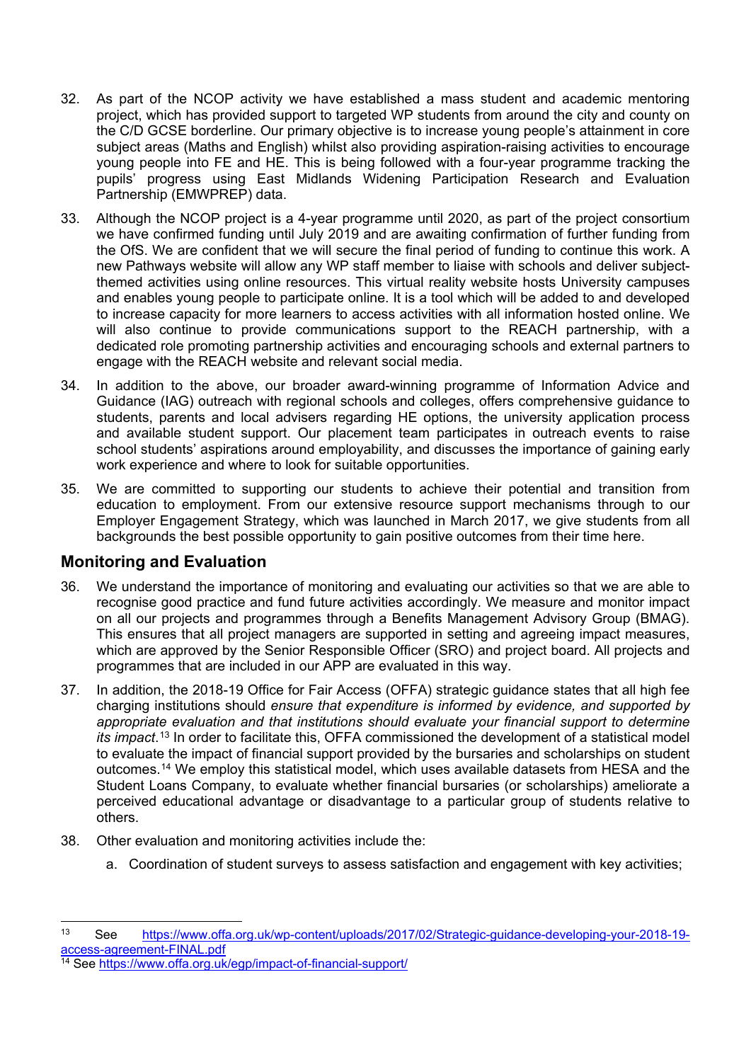32. As part of the NCOP activity we have established a mass student and academic mentoring project, which has provided support to targeted WP students from around the city and county on the C/D GCSE borderline. Our primary objective is to increase young people's attainment in core subject areas (Maths and English) whilst also providing aspiration-raising activities to encourage young people into FE and HE. This is being followed with a four-year programme tracking the pupils' progress using East Midlands Widening Participation Research and Evaluation Partnership (EMWPREP) data.

33. Although the NCOP project is a 4-year programme until 2020, as part of the project consortium we have confirmed funding until July 2019 and are awaiting confirmation of further funding from the OfS. We are confident that we will secure the final period of funding to continue this work. A new Pathways website will allow any WP staff member to liaise with schools and deliver subject-themed activities using online resources. This virtual reality website hosts University campuses and enables young people to participate online. It is a tool which will be added to and developed to increase capacity for more learners to access activities with all information hosted online. We will also continue to provide communications support to the REACH partnership, with a dedicated role promoting partnership activities and encouraging schools and external partners to engage with the REACH website and relevant social media.

34. In addition to the above, our broader award-winning programme of Information Advice and Guidance (IAG) outreach with regional schools and colleges, offers comprehensive guidance to students, parents and local advisers regarding HE options, the university application process and available student support. Our placement team participates in outreach events to raise school students' aspirations around employability, and discusses the importance of gaining early work experience and where to look for suitable opportunities.

35. We are committed to supporting our students to achieve their potential and transition from education to employment. From our extensive resource support mechanisms through to our Employer Engagement Strategy, which was launched in March 2017, we give students from all backgrounds the best possible opportunity to gain positive outcomes from their time here.

## Monitoring and Evaluation

36. We understand the importance of monitoring and evaluating our activities so that we are able to recognise good practice and fund future activities accordingly. We measure and monitor impact on all our projects and programmes through a Benefits Management Advisory Group (BMAG). This ensures that all project managers are supported in setting and agreeing impact measures, which are approved by the Senior Responsible Officer (SRO) and project board. All projects and programmes that are included in our APP are evaluated in this way.

37. In addition, the 2018-19 Office for Fair Access (OFFA) strategic guidance states that all high fee charging institutions should *ensure that expenditure is informed by evidence, and supported by appropriate evaluation and that institutions should evaluate your financial support to determine its impact*.[13] In order to facilitate this, OFFA commissioned the development of a statistical model to evaluate the impact of financial support provided by the bursaries and scholarships on student outcomes.[14] We employ this statistical model, which uses available datasets from HESA and the Student Loans Company, to evaluate whether financial bursaries (or scholarships) ameliorate a perceived educational advantage or disadvantage to a particular group of students relative to others.

38. Other evaluation and monitoring activities include the:

    a. Coordination of student surveys to assess satisfaction and engagement with key activities;

---

[13] See https://www.offa.org.uk/wp-content/uploads/2017/02/Strategic-guidance-developing-your-2018-19-access-agreement-FINAL.pdf

[14] See https://www.offa.org.uk/egp/impact-of-financial-support/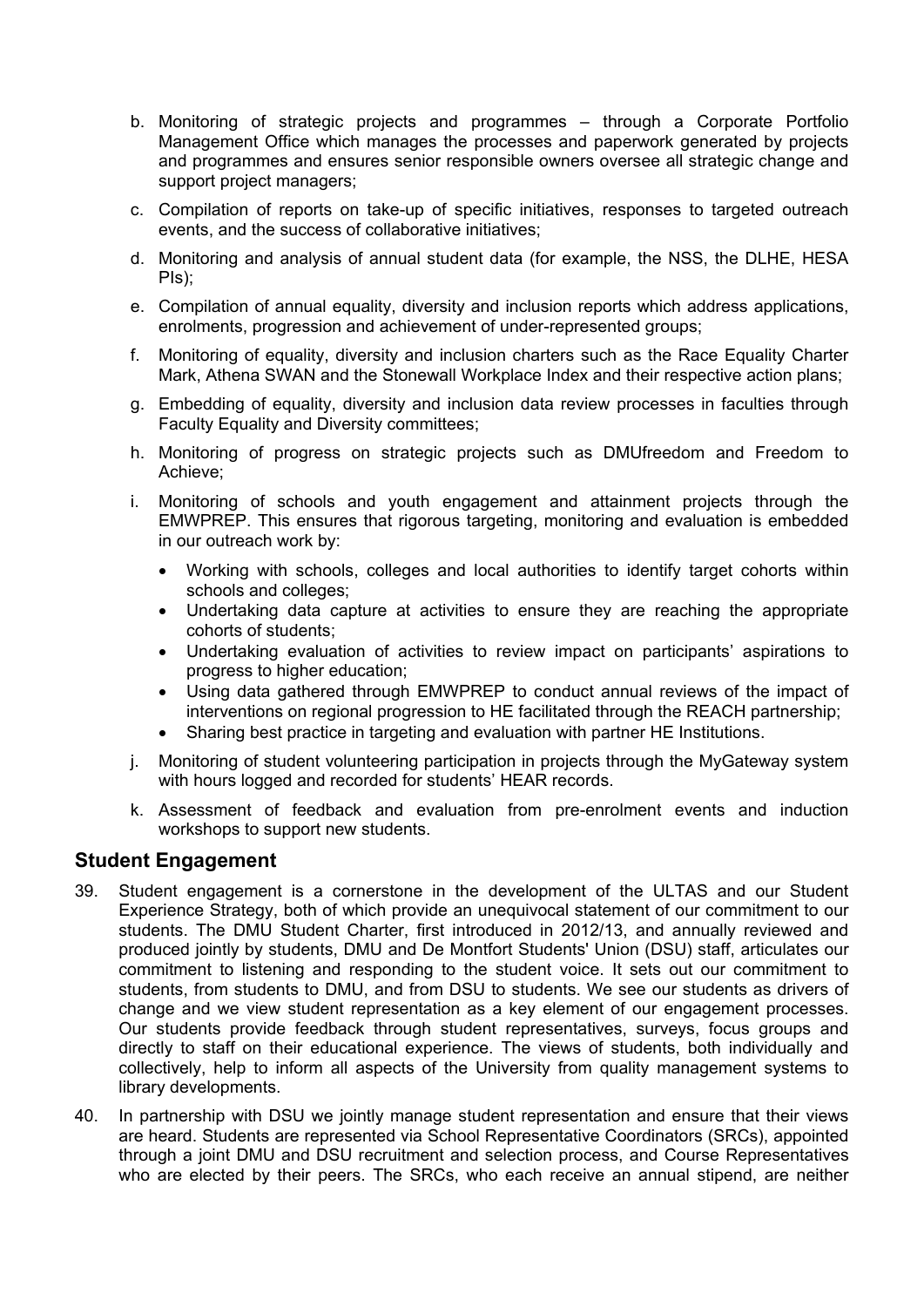b. Monitoring of strategic projects and programmes – through a Corporate Portfolio Management Office which manages the processes and paperwork generated by projects and programmes and ensures senior responsible owners oversee all strategic change and support project managers;

c. Compilation of reports on take-up of specific initiatives, responses to targeted outreach events, and the success of collaborative initiatives;

d. Monitoring and analysis of annual student data (for example, the NSS, the DLHE, HESA PIs);

e. Compilation of annual equality, diversity and inclusion reports which address applications, enrolments, progression and achievement of under-represented groups;

f. Monitoring of equality, diversity and inclusion charters such as the Race Equality Charter Mark, Athena SWAN and the Stonewall Workplace Index and their respective action plans;

g. Embedding of equality, diversity and inclusion data review processes in faculties through Faculty Equality and Diversity committees;

h. Monitoring of progress on strategic projects such as DMUfreedom and Freedom to Achieve;

i. Monitoring of schools and youth engagement and attainment projects through the EMWPREP. This ensures that rigorous targeting, monitoring and evaluation is embedded in our outreach work by:
   - Working with schools, colleges and local authorities to identify target cohorts within schools and colleges;
   - Undertaking data capture at activities to ensure they are reaching the appropriate cohorts of students;
   - Undertaking evaluation of activities to review impact on participants' aspirations to progress to higher education;
   - Using data gathered through EMWPREP to conduct annual reviews of the impact of interventions on regional progression to HE facilitated through the REACH partnership;
   - Sharing best practice in targeting and evaluation with partner HE Institutions.

j. Monitoring of student volunteering participation in projects through the MyGateway system with hours logged and recorded for students' HEAR records.

k. Assessment of feedback and evaluation from pre-enrolment events and induction workshops to support new students.

## Student Engagement

39. Student engagement is a cornerstone in the development of the ULTAS and our Student Experience Strategy, both of which provide an unequivocal statement of our commitment to our students. The DMU Student Charter, first introduced in 2012/13, and annually reviewed and produced jointly by students, DMU and De Montfort Students' Union (DSU) staff, articulates our commitment to listening and responding to the student voice. It sets out our commitment to students, from students to DMU, and from DSU to students. We see our students as drivers of change and we view student representation as a key element of our engagement processes. Our students provide feedback through student representatives, surveys, focus groups and directly to staff on their educational experience. The views of students, both individually and collectively, help to inform all aspects of the University from quality management systems to library developments.

40. In partnership with DSU we jointly manage student representation and ensure that their views are heard. Students are represented via School Representative Coordinators (SRCs), appointed through a joint DMU and DSU recruitment and selection process, and Course Representatives who are elected by their peers. The SRCs, who each receive an annual stipend, are neither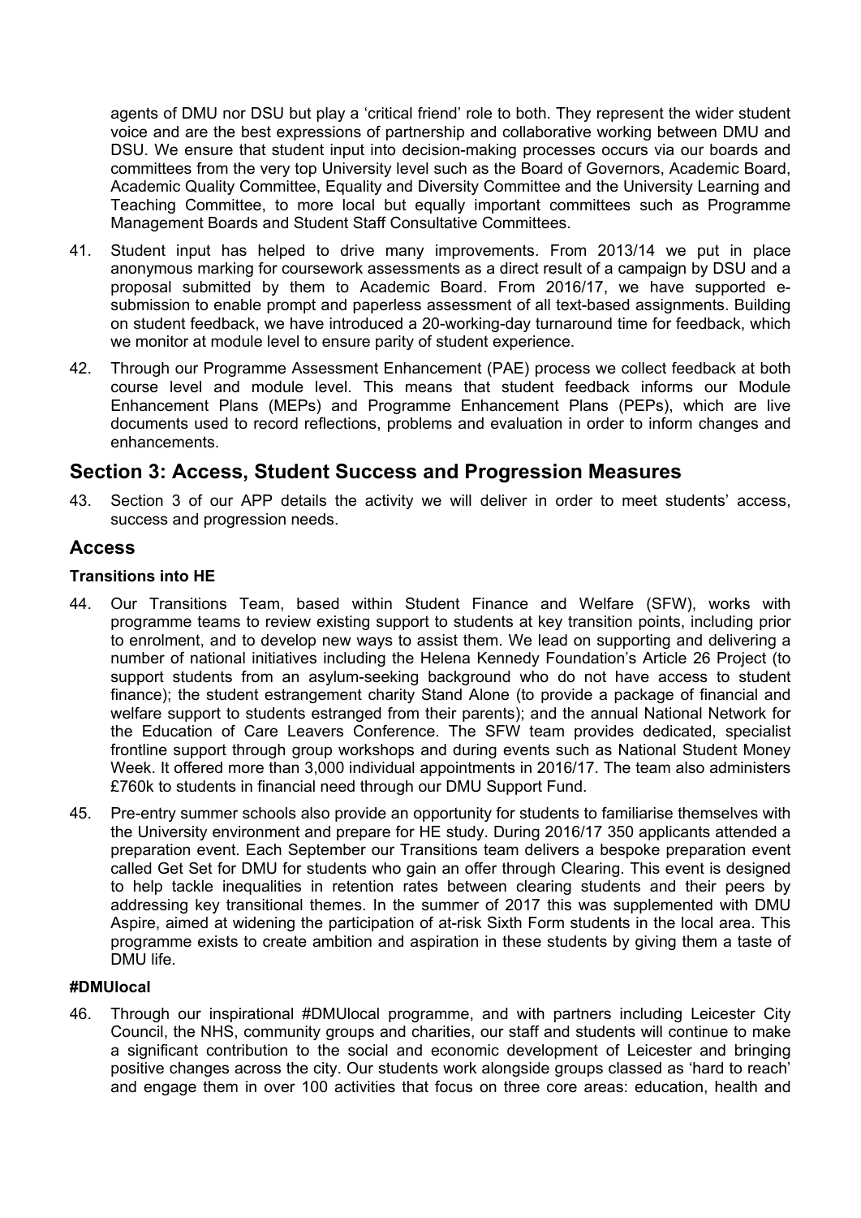agents of DMU nor DSU but play a 'critical friend' role to both. They represent the wider student voice and are the best expressions of partnership and collaborative working between DMU and DSU. We ensure that student input into decision-making processes occurs via our boards and committees from the very top University level such as the Board of Governors, Academic Board, Academic Quality Committee, Equality and Diversity Committee and the University Learning and Teaching Committee, to more local but equally important committees such as Programme Management Boards and Student Staff Consultative Committees.

41. Student input has helped to drive many improvements. From 2013/14 we put in place anonymous marking for coursework assessments as a direct result of a campaign by DSU and a proposal submitted by them to Academic Board. From 2016/17, we have supported e-submission to enable prompt and paperless assessment of all text-based assignments. Building on student feedback, we have introduced a 20-working-day turnaround time for feedback, which we monitor at module level to ensure parity of student experience.

42. Through our Programme Assessment Enhancement (PAE) process we collect feedback at both course level and module level. This means that student feedback informs our Module Enhancement Plans (MEPs) and Programme Enhancement Plans (PEPs), which are live documents used to record reflections, problems and evaluation in order to inform changes and enhancements.

## Section 3: Access, Student Success and Progression Measures

43. Section 3 of our APP details the activity we will deliver in order to meet students' access, success and progression needs.

## Access

### Transitions into HE

44. Our Transitions Team, based within Student Finance and Welfare (SFW), works with programme teams to review existing support to students at key transition points, including prior to enrolment, and to develop new ways to assist them. We lead on supporting and delivering a number of national initiatives including the Helena Kennedy Foundation's Article 26 Project (to support students from an asylum-seeking background who do not have access to student finance); the student estrangement charity Stand Alone (to provide a package of financial and welfare support to students estranged from their parents); and the annual National Network for the Education of Care Leavers Conference. The SFW team provides dedicated, specialist frontline support through group workshops and during events such as National Student Money Week. It offered more than 3,000 individual appointments in 2016/17. The team also administers £760k to students in financial need through our DMU Support Fund.

45. Pre-entry summer schools also provide an opportunity for students to familiarise themselves with the University environment and prepare for HE study. During 2016/17 350 applicants attended a preparation event. Each September our Transitions team delivers a bespoke preparation event called Get Set for DMU for students who gain an offer through Clearing. This event is designed to help tackle inequalities in retention rates between clearing students and their peers by addressing key transitional themes. In the summer of 2017 this was supplemented with DMU Aspire, aimed at widening the participation of at-risk Sixth Form students in the local area. This programme exists to create ambition and aspiration in these students by giving them a taste of DMU life.

### #DMUlocal

46. Through our inspirational #DMUlocal programme, and with partners including Leicester City Council, the NHS, community groups and charities, our staff and students will continue to make a significant contribution to the social and economic development of Leicester and bringing positive changes across the city. Our students work alongside groups classed as 'hard to reach' and engage them in over 100 activities that focus on three core areas: education, health and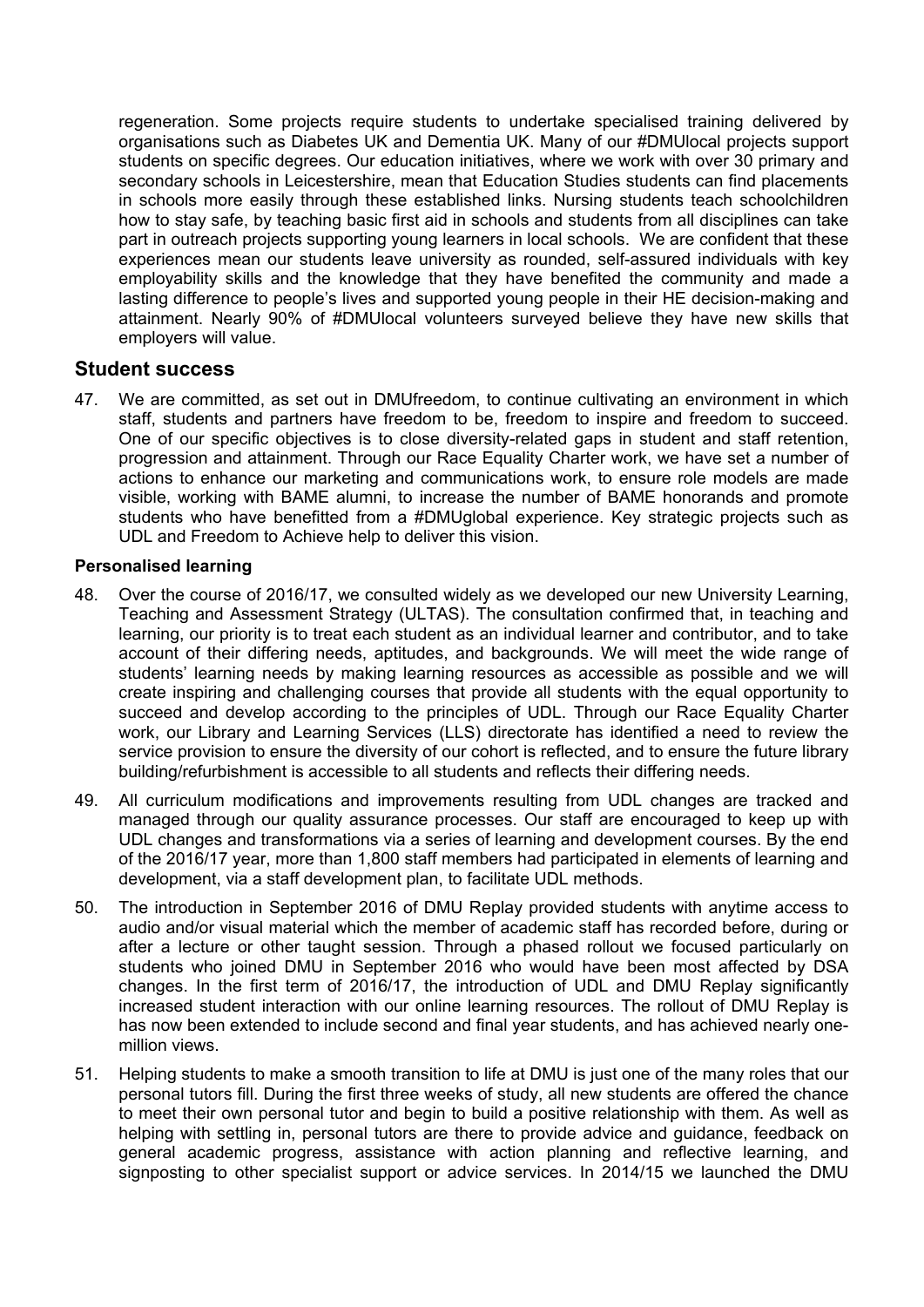regeneration. Some projects require students to undertake specialised training delivered by organisations such as Diabetes UK and Dementia UK. Many of our #DMUlocal projects support students on specific degrees. Our education initiatives, where we work with over 30 primary and secondary schools in Leicestershire, mean that Education Studies students can find placements in schools more easily through these established links. Nursing students teach schoolchildren how to stay safe, by teaching basic first aid in schools and students from all disciplines can take part in outreach projects supporting young learners in local schools. We are confident that these experiences mean our students leave university as rounded, self-assured individuals with key employability skills and the knowledge that they have benefited the community and made a lasting difference to people's lives and supported young people in their HE decision-making and attainment. Nearly 90% of #DMUlocal volunteers surveyed believe they have new skills that employers will value.

## Student success

47. We are committed, as set out in DMUfreedom, to continue cultivating an environment in which staff, students and partners have freedom to be, freedom to inspire and freedom to succeed. One of our specific objectives is to close diversity-related gaps in student and staff retention, progression and attainment. Through our Race Equality Charter work, we have set a number of actions to enhance our marketing and communications work, to ensure role models are made visible, working with BAME alumni, to increase the number of BAME honorands and promote students who have benefitted from a #DMUglobal experience. Key strategic projects such as UDL and Freedom to Achieve help to deliver this vision.

### Personalised learning

48. Over the course of 2016/17, we consulted widely as we developed our new University Learning, Teaching and Assessment Strategy (ULTAS). The consultation confirmed that, in teaching and learning, our priority is to treat each student as an individual learner and contributor, and to take account of their differing needs, aptitudes, and backgrounds. We will meet the wide range of students' learning needs by making learning resources as accessible as possible and we will create inspiring and challenging courses that provide all students with the equal opportunity to succeed and develop according to the principles of UDL. Through our Race Equality Charter work, our Library and Learning Services (LLS) directorate has identified a need to review the service provision to ensure the diversity of our cohort is reflected, and to ensure the future library building/refurbishment is accessible to all students and reflects their differing needs.

49. All curriculum modifications and improvements resulting from UDL changes are tracked and managed through our quality assurance processes. Our staff are encouraged to keep up with UDL changes and transformations via a series of learning and development courses. By the end of the 2016/17 year, more than 1,800 staff members had participated in elements of learning and development, via a staff development plan, to facilitate UDL methods.

50. The introduction in September 2016 of DMU Replay provided students with anytime access to audio and/or visual material which the member of academic staff has recorded before, during or after a lecture or other taught session. Through a phased rollout we focused particularly on students who joined DMU in September 2016 who would have been most affected by DSA changes. In the first term of 2016/17, the introduction of UDL and DMU Replay significantly increased student interaction with our online learning resources. The rollout of DMU Replay is has now been extended to include second and final year students, and has achieved nearly one-million views.

51. Helping students to make a smooth transition to life at DMU is just one of the many roles that our personal tutors fill. During the first three weeks of study, all new students are offered the chance to meet their own personal tutor and begin to build a positive relationship with them. As well as helping with settling in, personal tutors are there to provide advice and guidance, feedback on general academic progress, assistance with action planning and reflective learning, and signposting to other specialist support or advice services. In 2014/15 we launched the DMU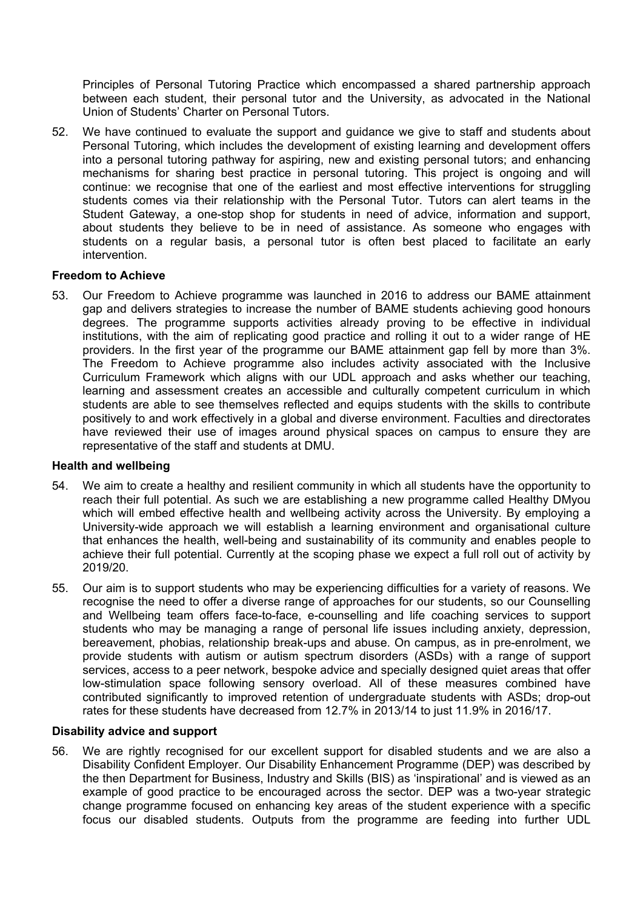Principles of Personal Tutoring Practice which encompassed a shared partnership approach between each student, their personal tutor and the University, as advocated in the National Union of Students' Charter on Personal Tutors.

52. We have continued to evaluate the support and guidance we give to staff and students about Personal Tutoring, which includes the development of existing learning and development offers into a personal tutoring pathway for aspiring, new and existing personal tutors; and enhancing mechanisms for sharing best practice in personal tutoring. This project is ongoing and will continue: we recognise that one of the earliest and most effective interventions for struggling students comes via their relationship with the Personal Tutor. Tutors can alert teams in the Student Gateway, a one-stop shop for students in need of advice, information and support, about students they believe to be in need of assistance. As someone who engages with students on a regular basis, a personal tutor is often best placed to facilitate an early intervention.

**Freedom to Achieve**

53. Our Freedom to Achieve programme was launched in 2016 to address our BAME attainment gap and delivers strategies to increase the number of BAME students achieving good honours degrees. The programme supports activities already proving to be effective in individual institutions, with the aim of replicating good practice and rolling it out to a wider range of HE providers. In the first year of the programme our BAME attainment gap fell by more than 3%. The Freedom to Achieve programme also includes activity associated with the Inclusive Curriculum Framework which aligns with our UDL approach and asks whether our teaching, learning and assessment creates an accessible and culturally competent curriculum in which students are able to see themselves reflected and equips students with the skills to contribute positively to and work effectively in a global and diverse environment. Faculties and directorates have reviewed their use of images around physical spaces on campus to ensure they are representative of the staff and students at DMU.

**Health and wellbeing**

54. We aim to create a healthy and resilient community in which all students have the opportunity to reach their full potential. As such we are establishing a new programme called Healthy DMyou which will embed effective health and wellbeing activity across the University. By employing a University-wide approach we will establish a learning environment and organisational culture that enhances the health, well-being and sustainability of its community and enables people to achieve their full potential. Currently at the scoping phase we expect a full roll out of activity by 2019/20.

55. Our aim is to support students who may be experiencing difficulties for a variety of reasons. We recognise the need to offer a diverse range of approaches for our students, so our Counselling and Wellbeing team offers face-to-face, e-counselling and life coaching services to support students who may be managing a range of personal life issues including anxiety, depression, bereavement, phobias, relationship break-ups and abuse. On campus, as in pre-enrolment, we provide students with autism or autism spectrum disorders (ASDs) with a range of support services, access to a peer network, bespoke advice and specially designed quiet areas that offer low-stimulation space following sensory overload. All of these measures combined have contributed significantly to improved retention of undergraduate students with ASDs; drop-out rates for these students have decreased from 12.7% in 2013/14 to just 11.9% in 2016/17.

**Disability advice and support**

56. We are rightly recognised for our excellent support for disabled students and we are also a Disability Confident Employer. Our Disability Enhancement Programme (DEP) was described by the then Department for Business, Industry and Skills (BIS) as 'inspirational' and is viewed as an example of good practice to be encouraged across the sector. DEP was a two-year strategic change programme focused on enhancing key areas of the student experience with a specific focus our disabled students. Outputs from the programme are feeding into further UDL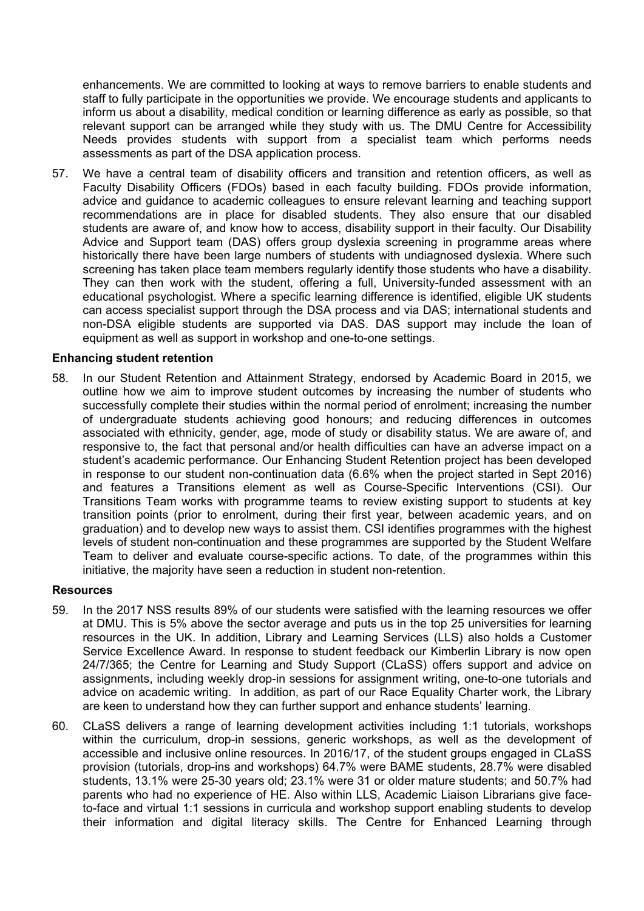enhancements. We are committed to looking at ways to remove barriers to enable students and staff to fully participate in the opportunities we provide. We encourage students and applicants to inform us about a disability, medical condition or learning difference as early as possible, so that relevant support can be arranged while they study with us. The DMU Centre for Accessibility Needs provides students with support from a specialist team which performs needs assessments as part of the DSA application process.

57. We have a central team of disability officers and transition and retention officers, as well as Faculty Disability Officers (FDOs) based in each faculty building. FDOs provide information, advice and guidance to academic colleagues to ensure relevant learning and teaching support recommendations are in place for disabled students. They also ensure that our disabled students are aware of, and know how to access, disability support in their faculty. Our Disability Advice and Support team (DAS) offers group dyslexia screening in programme areas where historically there have been large numbers of students with undiagnosed dyslexia. Where such screening has taken place team members regularly identify those students who have a disability. They can then work with the student, offering a full, University-funded assessment with an educational psychologist. Where a specific learning difference is identified, eligible UK students can access specialist support through the DSA process and via DAS; international students and non-DSA eligible students are supported via DAS. DAS support may include the loan of equipment as well as support in workshop and one-to-one settings.

**Enhancing student retention**

58. In our Student Retention and Attainment Strategy, endorsed by Academic Board in 2015, we outline how we aim to improve student outcomes by increasing the number of students who successfully complete their studies within the normal period of enrolment; increasing the number of undergraduate students achieving good honours; and reducing differences in outcomes associated with ethnicity, gender, age, mode of study or disability status. We are aware of, and responsive to, the fact that personal and/or health difficulties can have an adverse impact on a student's academic performance. Our Enhancing Student Retention project has been developed in response to our student non-continuation data (6.6% when the project started in Sept 2016) and features a Transitions element as well as Course-Specific Interventions (CSI). Our Transitions Team works with programme teams to review existing support to students at key transition points (prior to enrolment, during their first year, between academic years, and on graduation) and to develop new ways to assist them. CSI identifies programmes with the highest levels of student non-continuation and these programmes are supported by the Student Welfare Team to deliver and evaluate course-specific actions. To date, of the programmes within this initiative, the majority have seen a reduction in student non-retention.

**Resources**

59. In the 2017 NSS results 89% of our students were satisfied with the learning resources we offer at DMU. This is 5% above the sector average and puts us in the top 25 universities for learning resources in the UK. In addition, Library and Learning Services (LLS) also holds a Customer Service Excellence Award. In response to student feedback our Kimberlin Library is now open 24/7/365; the Centre for Learning and Study Support (CLaSS) offers support and advice on assignments, including weekly drop-in sessions for assignment writing, one-to-one tutorials and advice on academic writing. In addition, as part of our Race Equality Charter work, the Library are keen to understand how they can further support and enhance students' learning.

60. CLaSS delivers a range of learning development activities including 1:1 tutorials, workshops within the curriculum, drop-in sessions, generic workshops, as well as the development of accessible and inclusive online resources. In 2016/17, of the student groups engaged in CLaSS provision (tutorials, drop-ins and workshops) 64.7% were BAME students, 28.7% were disabled students, 13.1% were 25-30 years old; 23.1% were 31 or older mature students; and 50.7% had parents who had no experience of HE. Also within LLS, Academic Liaison Librarians give face-to-face and virtual 1:1 sessions in curricula and workshop support enabling students to develop their information and digital literacy skills. The Centre for Enhanced Learning through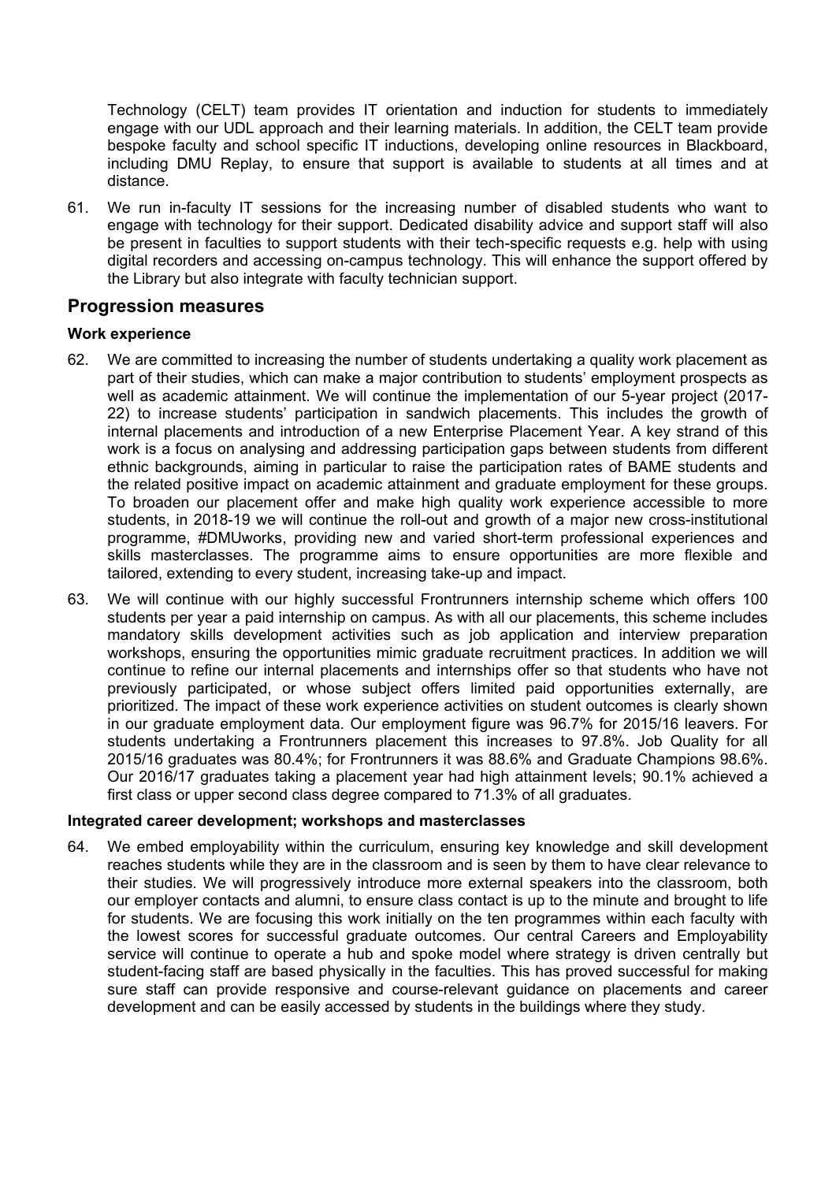Technology (CELT) team provides IT orientation and induction for students to immediately engage with our UDL approach and their learning materials. In addition, the CELT team provide bespoke faculty and school specific IT inductions, developing online resources in Blackboard, including DMU Replay, to ensure that support is available to students at all times and at distance.

61. We run in-faculty IT sessions for the increasing number of disabled students who want to engage with technology for their support. Dedicated disability advice and support staff will also be present in faculties to support students with their tech-specific requests e.g. help with using digital recorders and accessing on-campus technology. This will enhance the support offered by the Library but also integrate with faculty technician support.

## Progression measures

### Work experience

62. We are committed to increasing the number of students undertaking a quality work placement as part of their studies, which can make a major contribution to students' employment prospects as well as academic attainment. We will continue the implementation of our 5-year project (2017-22) to increase students' participation in sandwich placements. This includes the growth of internal placements and introduction of a new Enterprise Placement Year. A key strand of this work is a focus on analysing and addressing participation gaps between students from different ethnic backgrounds, aiming in particular to raise the participation rates of BAME students and the related positive impact on academic attainment and graduate employment for these groups. To broaden our placement offer and make high quality work experience accessible to more students, in 2018-19 we will continue the roll-out and growth of a major new cross-institutional programme, #DMUworks, providing new and varied short-term professional experiences and skills masterclasses. The programme aims to ensure opportunities are more flexible and tailored, extending to every student, increasing take-up and impact.

63. We will continue with our highly successful Frontrunners internship scheme which offers 100 students per year a paid internship on campus. As with all our placements, this scheme includes mandatory skills development activities such as job application and interview preparation workshops, ensuring the opportunities mimic graduate recruitment practices. In addition we will continue to refine our internal placements and internships offer so that students who have not previously participated, or whose subject offers limited paid opportunities externally, are prioritized. The impact of these work experience activities on student outcomes is clearly shown in our graduate employment data. Our employment figure was 96.7% for 2015/16 leavers. For students undertaking a Frontrunners placement this increases to 97.8%. Job Quality for all 2015/16 graduates was 80.4%; for Frontrunners it was 88.6% and Graduate Champions 98.6%. Our 2016/17 graduates taking a placement year had high attainment levels; 90.1% achieved a first class or upper second class degree compared to 71.3% of all graduates.

### Integrated career development; workshops and masterclasses

64. We embed employability within the curriculum, ensuring key knowledge and skill development reaches students while they are in the classroom and is seen by them to have clear relevance to their studies. We will progressively introduce more external speakers into the classroom, both our employer contacts and alumni, to ensure class contact is up to the minute and brought to life for students. We are focusing this work initially on the ten programmes within each faculty with the lowest scores for successful graduate outcomes. Our central Careers and Employability service will continue to operate a hub and spoke model where strategy is driven centrally but student-facing staff are based physically in the faculties. This has proved successful for making sure staff can provide responsive and course-relevant guidance on placements and career development and can be easily accessed by students in the buildings where they study.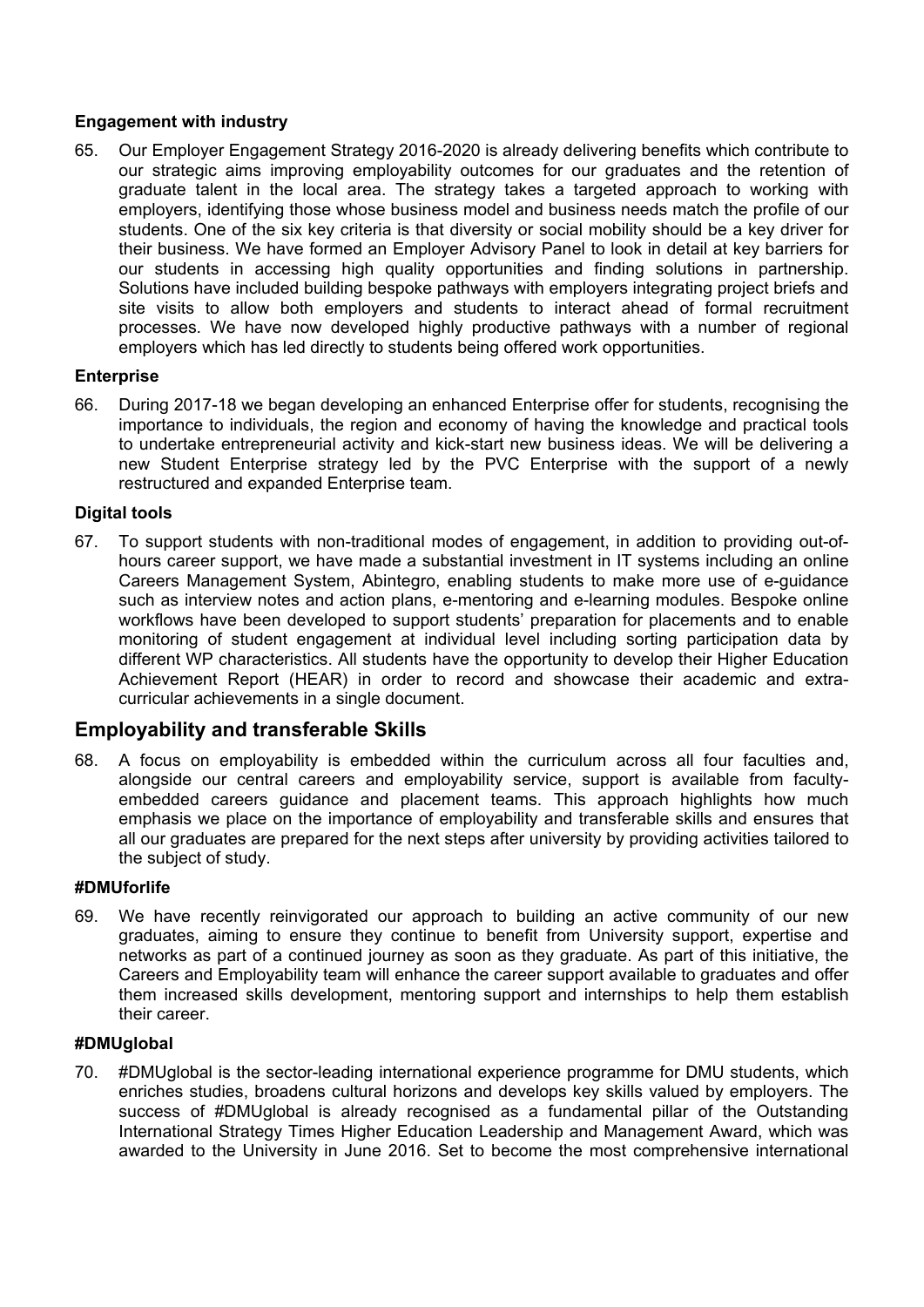**Engagement with industry**

65. Our Employer Engagement Strategy 2016-2020 is already delivering benefits which contribute to our strategic aims improving employability outcomes for our graduates and the retention of graduate talent in the local area. The strategy takes a targeted approach to working with employers, identifying those whose business model and business needs match the profile of our students. One of the six key criteria is that diversity or social mobility should be a key driver for their business. We have formed an Employer Advisory Panel to look in detail at key barriers for our students in accessing high quality opportunities and finding solutions in partnership. Solutions have included building bespoke pathways with employers integrating project briefs and site visits to allow both employers and students to interact ahead of formal recruitment processes. We have now developed highly productive pathways with a number of regional employers which has led directly to students being offered work opportunities.

**Enterprise**

66. During 2017-18 we began developing an enhanced Enterprise offer for students, recognising the importance to individuals, the region and economy of having the knowledge and practical tools to undertake entrepreneurial activity and kick-start new business ideas. We will be delivering a new Student Enterprise strategy led by the PVC Enterprise with the support of a newly restructured and expanded Enterprise team.

**Digital tools**

67. To support students with non-traditional modes of engagement, in addition to providing out-of-hours career support, we have made a substantial investment in IT systems including an online Careers Management System, Abintegro, enabling students to make more use of e-guidance such as interview notes and action plans, e-mentoring and e-learning modules. Bespoke online workflows have been developed to support students' preparation for placements and to enable monitoring of student engagement at individual level including sorting participation data by different WP characteristics. All students have the opportunity to develop their Higher Education Achievement Report (HEAR) in order to record and showcase their academic and extra-curricular achievements in a single document.

## Employability and transferable Skills

68. A focus on employability is embedded within the curriculum across all four faculties and, alongside our central careers and employability service, support is available from faculty-embedded careers guidance and placement teams. This approach highlights how much emphasis we place on the importance of employability and transferable skills and ensures that all our graduates are prepared for the next steps after university by providing activities tailored to the subject of study.

**#DMUforlife**

69. We have recently reinvigorated our approach to building an active community of our new graduates, aiming to ensure they continue to benefit from University support, expertise and networks as part of a continued journey as soon as they graduate. As part of this initiative, the Careers and Employability team will enhance the career support available to graduates and offer them increased skills development, mentoring support and internships to help them establish their career.

**#DMUglobal**

70. #DMUglobal is the sector-leading international experience programme for DMU students, which enriches studies, broadens cultural horizons and develops key skills valued by employers. The success of #DMUglobal is already recognised as a fundamental pillar of the Outstanding International Strategy Times Higher Education Leadership and Management Award, which was awarded to the University in June 2016. Set to become the most comprehensive international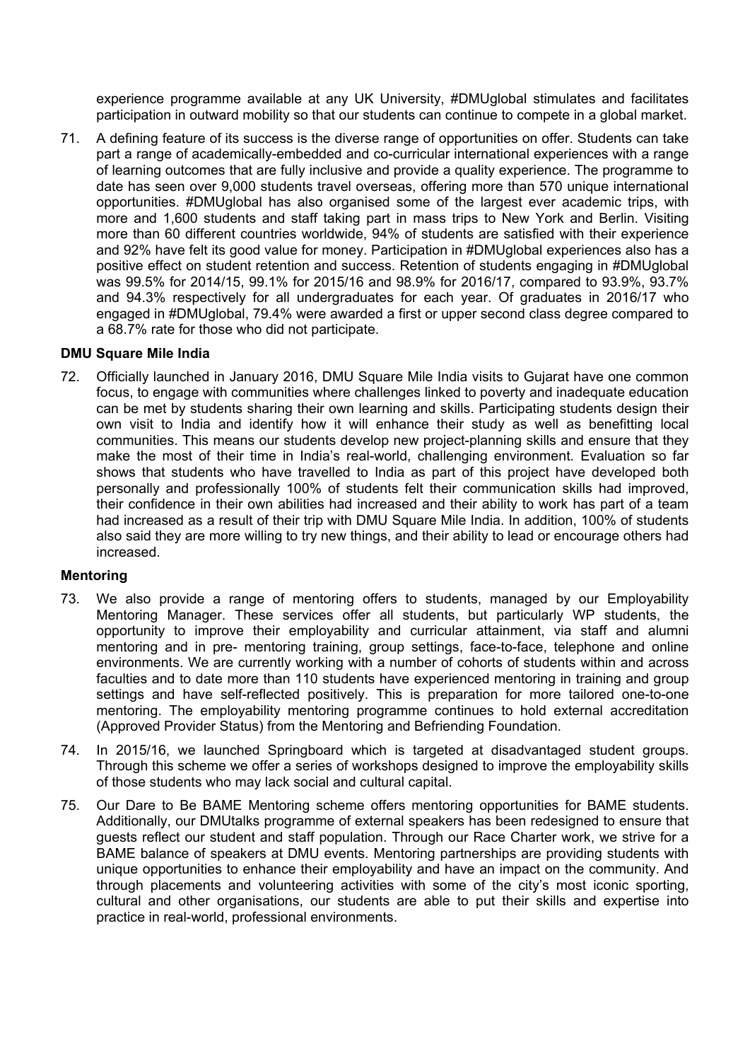experience programme available at any UK University, #DMUglobal stimulates and facilitates participation in outward mobility so that our students can continue to compete in a global market.

71. A defining feature of its success is the diverse range of opportunities on offer. Students can take part a range of academically-embedded and co-curricular international experiences with a range of learning outcomes that are fully inclusive and provide a quality experience. The programme to date has seen over 9,000 students travel overseas, offering more than 570 unique international opportunities. #DMUglobal has also organised some of the largest ever academic trips, with more and 1,600 students and staff taking part in mass trips to New York and Berlin. Visiting more than 60 different countries worldwide, 94% of students are satisfied with their experience and 92% have felt its good value for money. Participation in #DMUglobal experiences also has a positive effect on student retention and success. Retention of students engaging in #DMUglobal was 99.5% for 2014/15, 99.1% for 2015/16 and 98.9% for 2016/17, compared to 93.9%, 93.7% and 94.3% respectively for all undergraduates for each year. Of graduates in 2016/17 who engaged in #DMUglobal, 79.4% were awarded a first or upper second class degree compared to a 68.7% rate for those who did not participate.

**DMU Square Mile India**

72. Officially launched in January 2016, DMU Square Mile India visits to Gujarat have one common focus, to engage with communities where challenges linked to poverty and inadequate education can be met by students sharing their own learning and skills. Participating students design their own visit to India and identify how it will enhance their study as well as benefitting local communities. This means our students develop new project-planning skills and ensure that they make the most of their time in India's real-world, challenging environment. Evaluation so far shows that students who have travelled to India as part of this project have developed both personally and professionally 100% of students felt their communication skills had improved, their confidence in their own abilities had increased and their ability to work has part of a team had increased as a result of their trip with DMU Square Mile India. In addition, 100% of students also said they are more willing to try new things, and their ability to lead or encourage others had increased.

**Mentoring**

73. We also provide a range of mentoring offers to students, managed by our Employability Mentoring Manager. These services offer all students, but particularly WP students, the opportunity to improve their employability and curricular attainment, via staff and alumni mentoring and in pre- mentoring training, group settings, face-to-face, telephone and online environments. We are currently working with a number of cohorts of students within and across faculties and to date more than 110 students have experienced mentoring in training and group settings and have self-reflected positively. This is preparation for more tailored one-to-one mentoring. The employability mentoring programme continues to hold external accreditation (Approved Provider Status) from the Mentoring and Befriending Foundation.

74. In 2015/16, we launched Springboard which is targeted at disadvantaged student groups. Through this scheme we offer a series of workshops designed to improve the employability skills of those students who may lack social and cultural capital.

75. Our Dare to Be BAME Mentoring scheme offers mentoring opportunities for BAME students. Additionally, our DMUtalks programme of external speakers has been redesigned to ensure that guests reflect our student and staff population. Through our Race Charter work, we strive for a BAME balance of speakers at DMU events. Mentoring partnerships are providing students with unique opportunities to enhance their employability and have an impact on the community. And through placements and volunteering activities with some of the city's most iconic sporting, cultural and other organisations, our students are able to put their skills and expertise into practice in real-world, professional environments.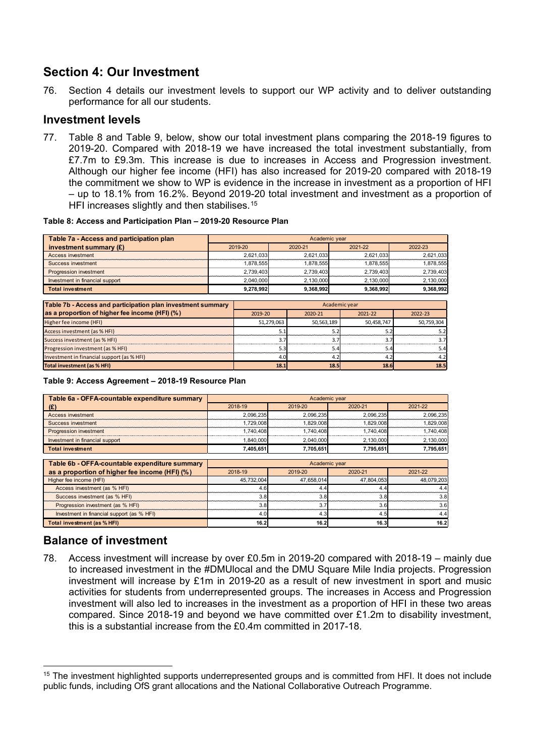## Section 4: Our Investment

76. Section 4 details our investment levels to support our WP activity and to deliver outstanding performance for all our students.

### Investment levels

77. Table 8 and Table 9, below, show our total investment plans comparing the 2018-19 figures to 2019-20. Compared with 2018-19 we have increased the total investment substantially, from £7.7m to £9.3m. This increase is due to increases in Access and Progression investment. Although our higher fee income (HFI) has also increased for 2019-20 compared with 2018-19 the commitment we show to WP is evidence in the increase in investment as a proportion of HFI – up to 18.1% from 16.2%. Beyond 2019-20 total investment and investment as a proportion of HFI increases slightly and then stabilises.[15]

**Table 8: Access and Participation Plan – 2019-20 Resource Plan**

| Table 7a - Access and participation plan investment summary (£) | Academic year | | | |
|---|---|---|---|---|
| | 2019-20 | 2020-21 | 2021-22 | 2022-23 |
| Access investment | 2,621,033 | 2,621,033 | 2,621,033 | 2,621,033 |
| Success investment | 1,878,555 | 1,878,555 | 1,878,555 | 1,878,555 |
| Progression investment | 2,739,403 | 2,739,403 | 2,739,403 | 2,739,403 |
| Investment in financial support | 2,040,000 | 2,130,000 | 2,130,000 | 2,130,000 |
| **Total investment** | **9,278,992** | **9,368,992** | **9,368,992** | **9,368,992** |

| Table 7b - Access and participation plan investment summary as a proportion of higher fee income (HFI) (%) | Academic year | | | |
|---|---|---|---|---|
| | 2019-20 | 2020-21 | 2021-22 | 2022-23 |
| Higher fee income (HFI) | 51,279,063 | 50,563,189 | 50,458,747 | 50,759,304 |
| Access investment (as % HFI) | 5.1 | 5.2 | 5.2 | 5.2 |
| Success investment (as % HFI) | 3.7 | 3.7 | 3.7 | 3.7 |
| Progression investment (as % HFI) | 5.3 | 5.4 | 5.4 | 5.4 |
| Investment in financial support (as % HFI) | 4.0 | 4.2 | 4.2 | 4.2 |
| **Total investment (as % HFI)** | **18.1** | **18.5** | **18.6** | **18.5** |

**Table 9: Access Agreement – 2018-19 Resource Plan**

| Table 6a - OFFA-countable expenditure summary (£) | Academic year | | | |
|---|---|---|---|---|
| | 2018-19 | 2019-20 | 2020-21 | 2021-22 |
| Access investment | 2,096,235 | 2,096,235 | 2,096,235 | 2,096,235 |
| Success investment | 1,729,008 | 1,829,008 | 1,829,008 | 1,829,008 |
| Progression investment | 1,740,408 | 1,740,408 | 1,740,408 | 1,740,408 |
| Investment in financial support | 1,840,000 | 2,040,000 | 2,130,000 | 2,130,000 |
| **Total investment** | **7,405,651** | **7,705,651** | **7,795,651** | **7,795,651** |

| Table 6b - OFFA-countable expenditure summary as a proportion of higher fee income (HFI) (%) | Academic year | | | |
|---|---|---|---|---|
| | 2018-19 | 2019-20 | 2020-21 | 2021-22 |
| Higher fee income (HFI) | 45,732,004 | 47,658,014 | 47,804,053 | 48,079,203 |
| Access investment (as % HFI) | 4.6 | 4.4 | 4.4 | 4.4 |
| Success investment (as % HFI) | 3.8 | 3.8 | 3.8 | 3.8 |
| Progression investment (as % HFI) | 3.8 | 3.7 | 3.6 | 3.6 |
| Investment in financial support (as % HFI) | 4.0 | 4.3 | 4.5 | 4.4 |
| **Total investment (as % HFI)** | **16.2** | **16.2** | **16.3** | **16.2** |

### Balance of investment

78. Access investment will increase by over £0.5m in 2019-20 compared with 2018-19 – mainly due to increased investment in the #DMUlocal and the DMU Square Mile India projects. Progression investment will increase by £1m in 2019-20 as a result of new investment in sport and music activities for students from underrepresented groups. The increases in Access and Progression investment will also led to increases in the investment as a proportion of HFI in these two areas compared. Since 2018-19 and beyond we have committed over £1.2m to disability investment, this is a substantial increase from the £0.4m committed in 2017-18.

---

[15] The investment highlighted supports underrepresented groups and is committed from HFI. It does not include public funds, including OfS grant allocations and the National Collaborative Outreach Programme.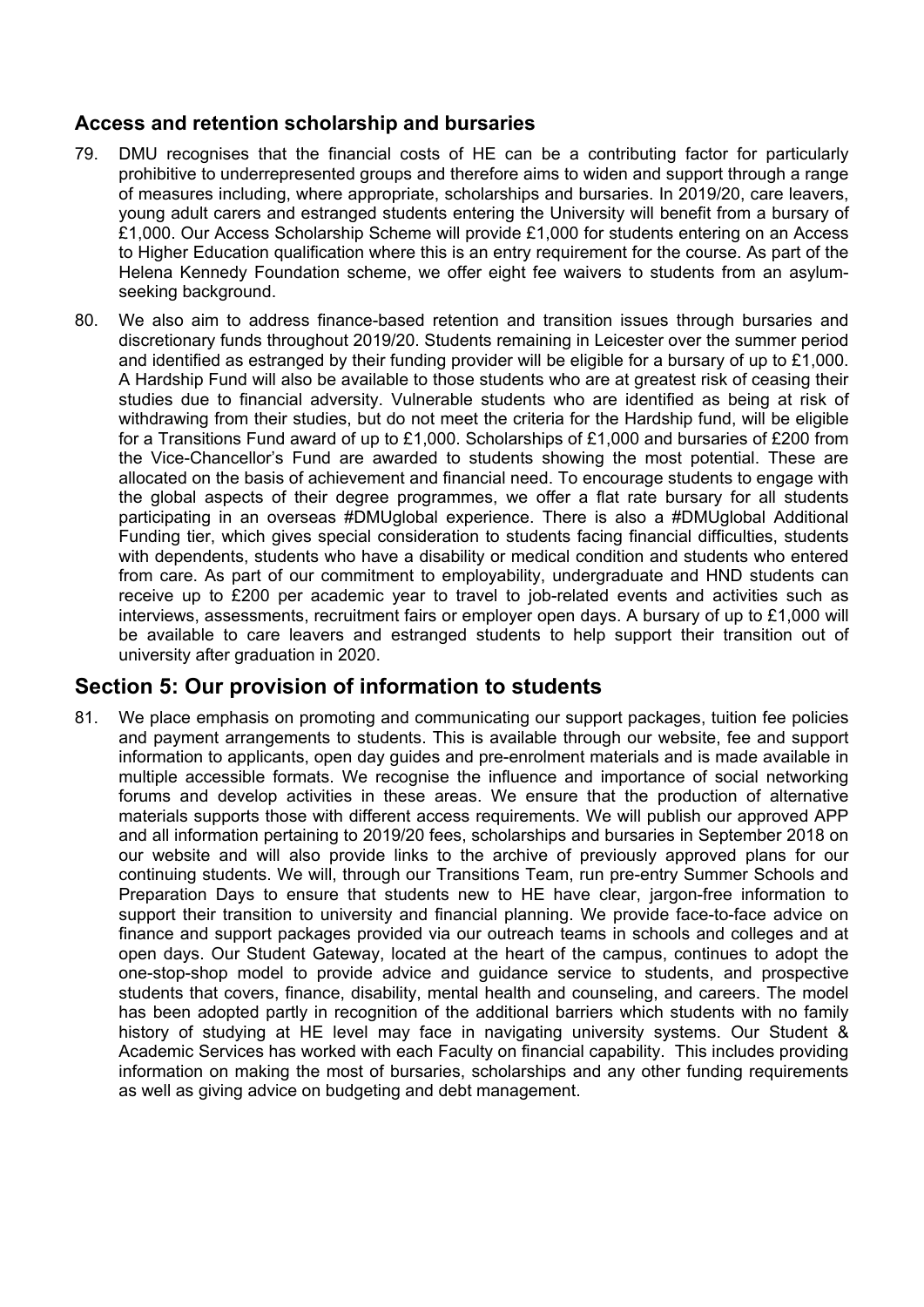### Access and retention scholarship and bursaries

79. DMU recognises that the financial costs of HE can be a contributing factor for particularly prohibitive to underrepresented groups and therefore aims to widen and support through a range of measures including, where appropriate, scholarships and bursaries. In 2019/20, care leavers, young adult carers and estranged students entering the University will benefit from a bursary of £1,000. Our Access Scholarship Scheme will provide £1,000 for students entering on an Access to Higher Education qualification where this is an entry requirement for the course. As part of the Helena Kennedy Foundation scheme, we offer eight fee waivers to students from an asylum-seeking background.

80. We also aim to address finance-based retention and transition issues through bursaries and discretionary funds throughout 2019/20. Students remaining in Leicester over the summer period and identified as estranged by their funding provider will be eligible for a bursary of up to £1,000. A Hardship Fund will also be available to those students who are at greatest risk of ceasing their studies due to financial adversity. Vulnerable students who are identified as being at risk of withdrawing from their studies, but do not meet the criteria for the Hardship fund, will be eligible for a Transitions Fund award of up to £1,000. Scholarships of £1,000 and bursaries of £200 from the Vice-Chancellor's Fund are awarded to students showing the most potential. These are allocated on the basis of achievement and financial need. To encourage students to engage with the global aspects of their degree programmes, we offer a flat rate bursary for all students participating in an overseas #DMUglobal experience. There is also a #DMUglobal Additional Funding tier, which gives special consideration to students facing financial difficulties, students with dependents, students who have a disability or medical condition and students who entered from care. As part of our commitment to employability, undergraduate and HND students can receive up to £200 per academic year to travel to job-related events and activities such as interviews, assessments, recruitment fairs or employer open days. A bursary of up to £1,000 will be available to care leavers and estranged students to help support their transition out of university after graduation in 2020.

## Section 5: Our provision of information to students

81. We place emphasis on promoting and communicating our support packages, tuition fee policies and payment arrangements to students. This is available through our website, fee and support information to applicants, open day guides and pre-enrolment materials and is made available in multiple accessible formats. We recognise the influence and importance of social networking forums and develop activities in these areas. We ensure that the production of alternative materials supports those with different access requirements. We will publish our approved APP and all information pertaining to 2019/20 fees, scholarships and bursaries in September 2018 on our website and will also provide links to the archive of previously approved plans for our continuing students. We will, through our Transitions Team, run pre-entry Summer Schools and Preparation Days to ensure that students new to HE have clear, jargon-free information to support their transition to university and financial planning. We provide face-to-face advice on finance and support packages provided via our outreach teams in schools and colleges and at open days. Our Student Gateway, located at the heart of the campus, continues to adopt the one-stop-shop model to provide advice and guidance service to students, and prospective students that covers, finance, disability, mental health and counseling, and careers. The model has been adopted partly in recognition of the additional barriers which students with no family history of studying at HE level may face in navigating university systems. Our Student & Academic Services has worked with each Faculty on financial capability. This includes providing information on making the most of bursaries, scholarships and any other funding requirements as well as giving advice on budgeting and debt management.